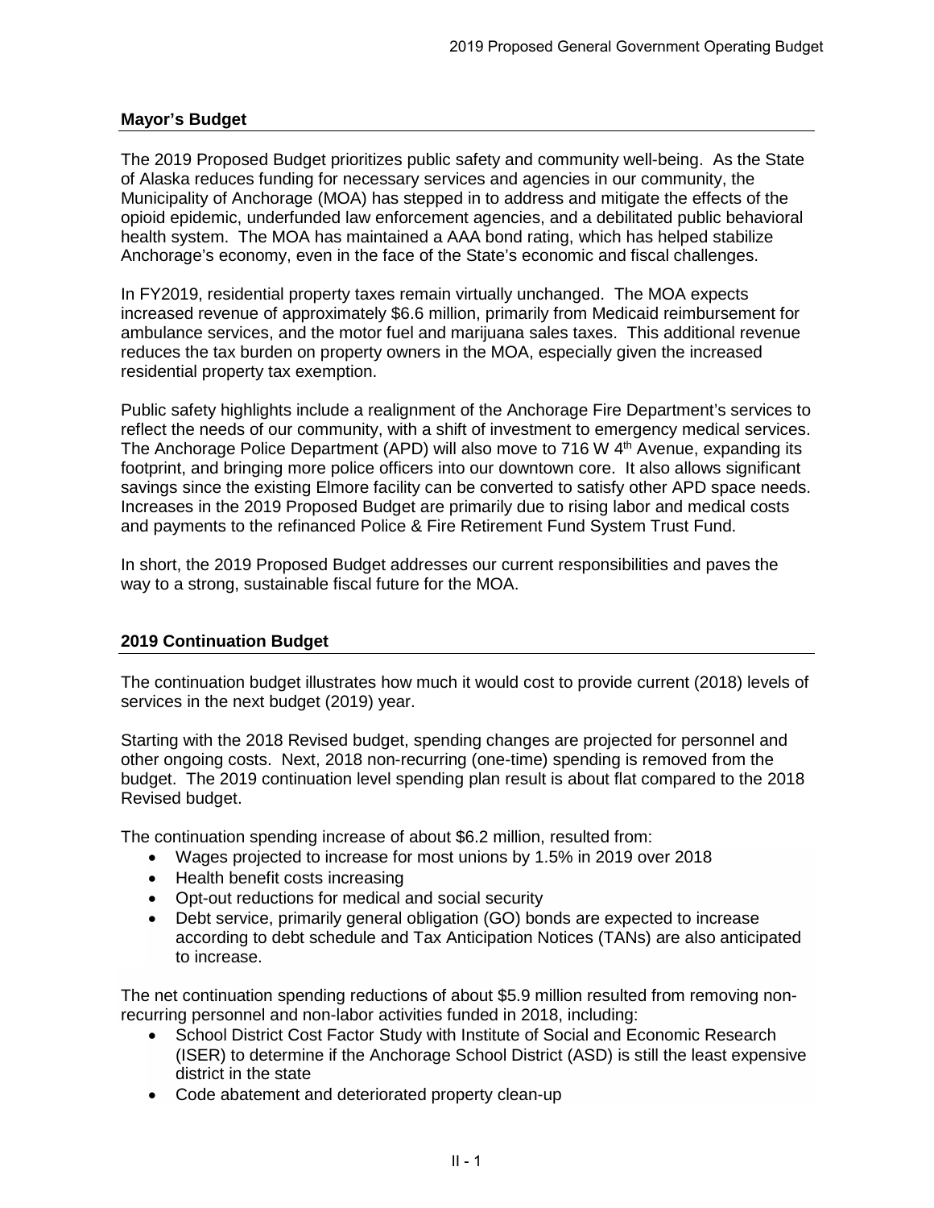## Mayor's Budget

The 2019 Proposed Budget prioritizes public safety and community well-being. As the State of Alaska reduces funding for necessary services and agencies in our community, the Municipality of Anchorage (MOA) has stepped in to address and mitigate the effects of the opioid epidemic, underfunded law enforcement agencies, and a debilitated public behavioral health system. The MOA has maintained a AAA bond rating, which has helped stabilize Anchorage's economy, even in the face of the State's economic and fiscal challenges.

In FY2019, residential property taxes remain virtually unchanged. The MOA expects increased revenue of approximately $6.6 million, primarily from Medicaid reimbursement for ambulance services, and the motor fuel and marijuana sales taxes. This additional revenue reduces the tax burden on property owners in the MOA, especially given the increased residential property tax exemption.

Public safety highlights include a realignment of the Anchorage Fire Department's services to reflect the needs of our community, with a shift of investment to emergency medical services. The Anchorage Police Department (APD) will also move to 716 W 4th Avenue, expanding its footprint, and bringing more police officers into our downtown core. It also allows significant savings since the existing Elmore facility can be converted to satisfy other APD space needs. Increases in the 2019 Proposed Budget are primarily due to rising labor and medical costs and payments to the refinanced Police & Fire Retirement Fund System Trust Fund.

In short, the 2019 Proposed Budget addresses our current responsibilities and paves the way to a strong, sustainable fiscal future for the MOA.

## 2019 Continuation Budget

The continuation budget illustrates how much it would cost to provide current (2018) levels of services in the next budget (2019) year.

Starting with the 2018 Revised budget, spending changes are projected for personnel and other ongoing costs. Next, 2018 non-recurring (one-time) spending is removed from the budget. The 2019 continuation level spending plan result is about flat compared to the 2018 Revised budget.

The continuation spending increase of about $6.2 million, resulted from:

- Wages projected to increase for most unions by 1.5% in 2019 over 2018
- Health benefit costs increasing
- Opt-out reductions for medical and social security
- Debt service, primarily general obligation (GO) bonds are expected to increase according to debt schedule and Tax Anticipation Notices (TANs) are also anticipated to increase.

The net continuation spending reductions of about $5.9 million resulted from removing non-recurring personnel and non-labor activities funded in 2018, including:

- School District Cost Factor Study with Institute of Social and Economic Research (ISER) to determine if the Anchorage School District (ASD) is still the least expensive district in the state
- Code abatement and deteriorated property clean-up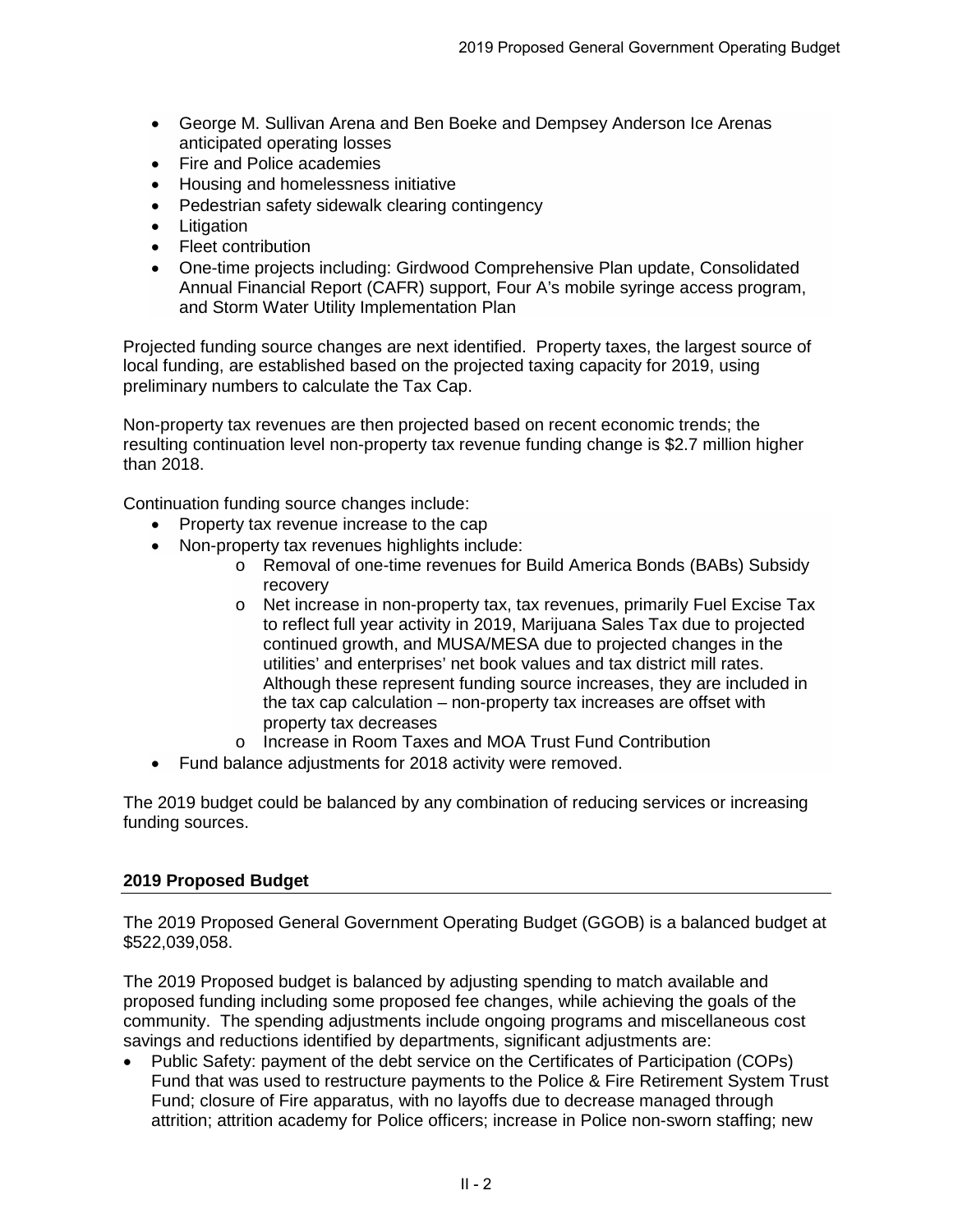- George M. Sullivan Arena and Ben Boeke and Dempsey Anderson Ice Arenas anticipated operating losses
- Fire and Police academies
- Housing and homelessness initiative
- Pedestrian safety sidewalk clearing contingency
- Litigation
- Fleet contribution
- One-time projects including: Girdwood Comprehensive Plan update, Consolidated Annual Financial Report (CAFR) support, Four A's mobile syringe access program, and Storm Water Utility Implementation Plan

Projected funding source changes are next identified. Property taxes, the largest source of local funding, are established based on the projected taxing capacity for 2019, using preliminary numbers to calculate the Tax Cap.

Non-property tax revenues are then projected based on recent economic trends; the resulting continuation level non-property tax revenue funding change is $2.7 million higher than 2018.

Continuation funding source changes include:

- Property tax revenue increase to the cap
- Non-property tax revenues highlights include:
  - Removal of one-time revenues for Build America Bonds (BABs) Subsidy recovery
  - Net increase in non-property tax, tax revenues, primarily Fuel Excise Tax to reflect full year activity in 2019, Marijuana Sales Tax due to projected continued growth, and MUSA/MESA due to projected changes in the utilities' and enterprises' net book values and tax district mill rates. Although these represent funding source increases, they are included in the tax cap calculation – non-property tax increases are offset with property tax decreases
  - Increase in Room Taxes and MOA Trust Fund Contribution
- Fund balance adjustments for 2018 activity were removed.

The 2019 budget could be balanced by any combination of reducing services or increasing funding sources.

## 2019 Proposed Budget

The 2019 Proposed General Government Operating Budget (GGOB) is a balanced budget at $522,039,058.

The 2019 Proposed budget is balanced by adjusting spending to match available and proposed funding including some proposed fee changes, while achieving the goals of the community. The spending adjustments include ongoing programs and miscellaneous cost savings and reductions identified by departments, significant adjustments are:

- Public Safety: payment of the debt service on the Certificates of Participation (COPs) Fund that was used to restructure payments to the Police & Fire Retirement System Trust Fund; closure of Fire apparatus, with no layoffs due to decrease managed through attrition; attrition academy for Police officers; increase in Police non-sworn staffing; new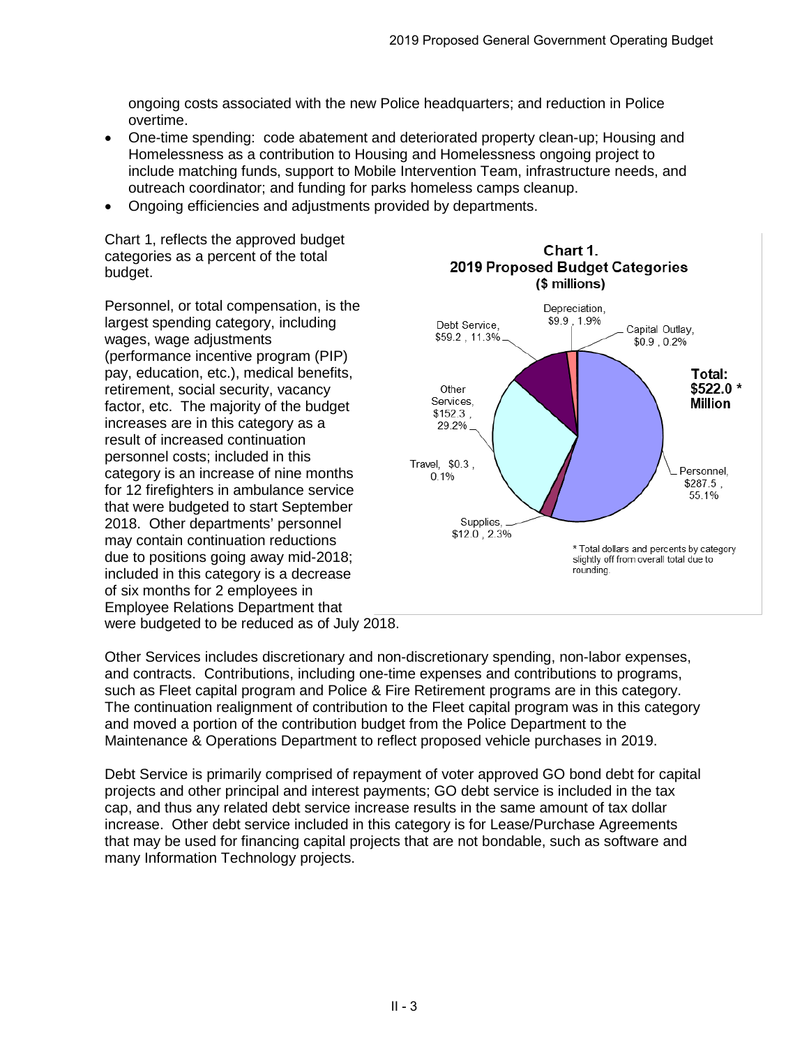ongoing costs associated with the new Police headquarters; and reduction in Police overtime.

- One-time spending: code abatement and deteriorated property clean-up; Housing and Homelessness as a contribution to Housing and Homelessness ongoing project to include matching funds, support to Mobile Intervention Team, infrastructure needs, and outreach coordinator; and funding for parks homeless camps cleanup.
- Ongoing efficiencies and adjustments provided by departments.

Chart 1, reflects the approved budget categories as a percent of the total budget.

**Chart 1.**
**2019 Proposed Budget Categories**
**($ millions)**

| Category | $ millions | Percent |
|---|---|---|
| Personnel | $287.5 | 55.1% |
| Other Services | $152.3 | 29.2% |
| Debt Service | $59.2 | 11.3% |
| Supplies | $12.0 | 2.3% |
| Depreciation | $9.9 | 1.9% |
| Capital Outlay | $0.9 | 0.2% |
| Travel | $0.3 | 0.1% |

**Total: $522.0 * Million**

\* Total dollars and percents by category slightly off from overall total due to rounding.

Personnel, or total compensation, is the largest spending category, including wages, wage adjustments (performance incentive program (PIP) pay, education, etc.), medical benefits, retirement, social security, vacancy factor, etc. The majority of the budget increases are in this category as a result of increased continuation personnel costs; included in this category is an increase of nine months for 12 firefighters in ambulance service that were budgeted to start September 2018. Other departments' personnel may contain continuation reductions due to positions going away mid-2018; included in this category is a decrease of six months for 2 employees in Employee Relations Department that were budgeted to be reduced as of July 2018.

Other Services includes discretionary and non-discretionary spending, non-labor expenses, and contracts. Contributions, including one-time expenses and contributions to programs, such as Fleet capital program and Police & Fire Retirement programs are in this category. The continuation realignment of contribution to the Fleet capital program was in this category and moved a portion of the contribution budget from the Police Department to the Maintenance & Operations Department to reflect proposed vehicle purchases in 2019.

Debt Service is primarily comprised of repayment of voter approved GO bond debt for capital projects and other principal and interest payments; GO debt service is included in the tax cap, and thus any related debt service increase results in the same amount of tax dollar increase. Other debt service included in this category is for Lease/Purchase Agreements that may be used for financing capital projects that are not bondable, such as software and many Information Technology projects.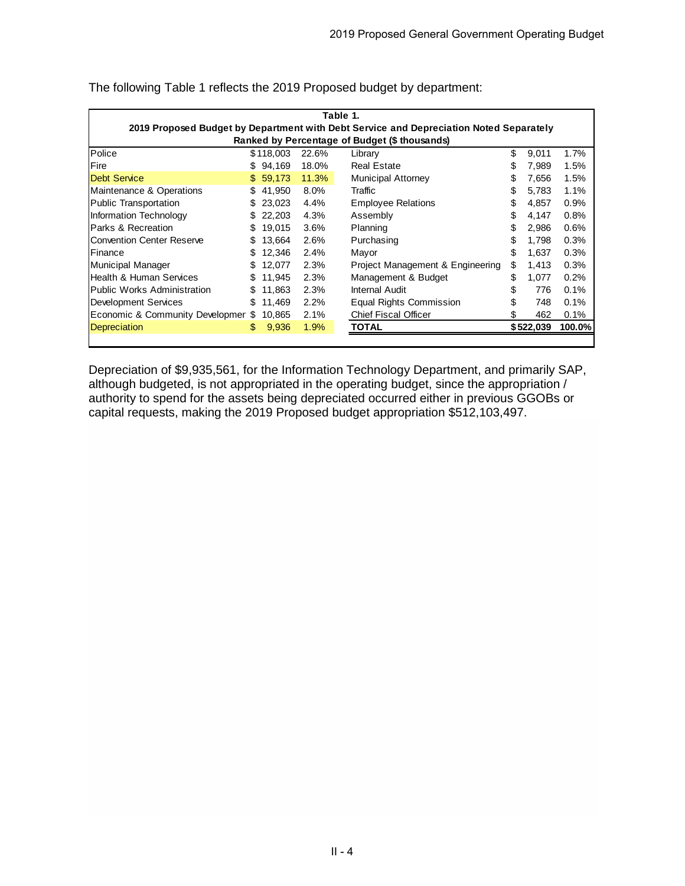The following Table 1 reflects the 2019 Proposed budget by department:

| Table 1.<br>2019 Proposed Budget by Department with Debt Service and Depreciation Noted Separately<br>Ranked by Percentage of Budget ($ thousands) | | | | | |
|---|---|---|---|---|---|
| Police | $118,003 | 22.6% | Library | $ 9,011 | 1.7% |
| Fire | $ 94,169 | 18.0% | Real Estate | $ 7,989 | 1.5% |
| Debt Service | $ 59,173 | 11.3% | Municipal Attorney | $ 7,656 | 1.5% |
| Maintenance & Operations | $ 41,950 | 8.0% | Traffic | $ 5,783 | 1.1% |
| Public Transportation | $ 23,023 | 4.4% | Employee Relations | $ 4,857 | 0.9% |
| Information Technology | $ 22,203 | 4.3% | Assembly | $ 4,147 | 0.8% |
| Parks & Recreation | $ 19,015 | 3.6% | Planning | $ 2,986 | 0.6% |
| Convention Center Reserve | $ 13,664 | 2.6% | Purchasing | $ 1,798 | 0.3% |
| Finance | $ 12,346 | 2.4% | Mayor | $ 1,637 | 0.3% |
| Municipal Manager | $ 12,077 | 2.3% | Project Management & Engineering | $ 1,413 | 0.3% |
| Health & Human Services | $ 11,945 | 2.3% | Management & Budget | $ 1,077 | 0.2% |
| Public Works Administration | $ 11,863 | 2.3% | Internal Audit | $ 776 | 0.1% |
| Development Services | $ 11,469 | 2.2% | Equal Rights Commission | $ 748 | 0.1% |
| Economic & Community Developmer | $ 10,865 | 2.1% | Chief Fiscal Officer | $ 462 | 0.1% |
| Depreciation | $ 9,936 | 1.9% | **TOTAL** | **$522,039** | **100.0%** |

Depreciation of $9,935,561, for the Information Technology Department, and primarily SAP, although budgeted, is not appropriated in the operating budget, since the appropriation / authority to spend for the assets being depreciated occurred either in previous GGOBs or capital requests, making the 2019 Proposed budget appropriation $512,103,497.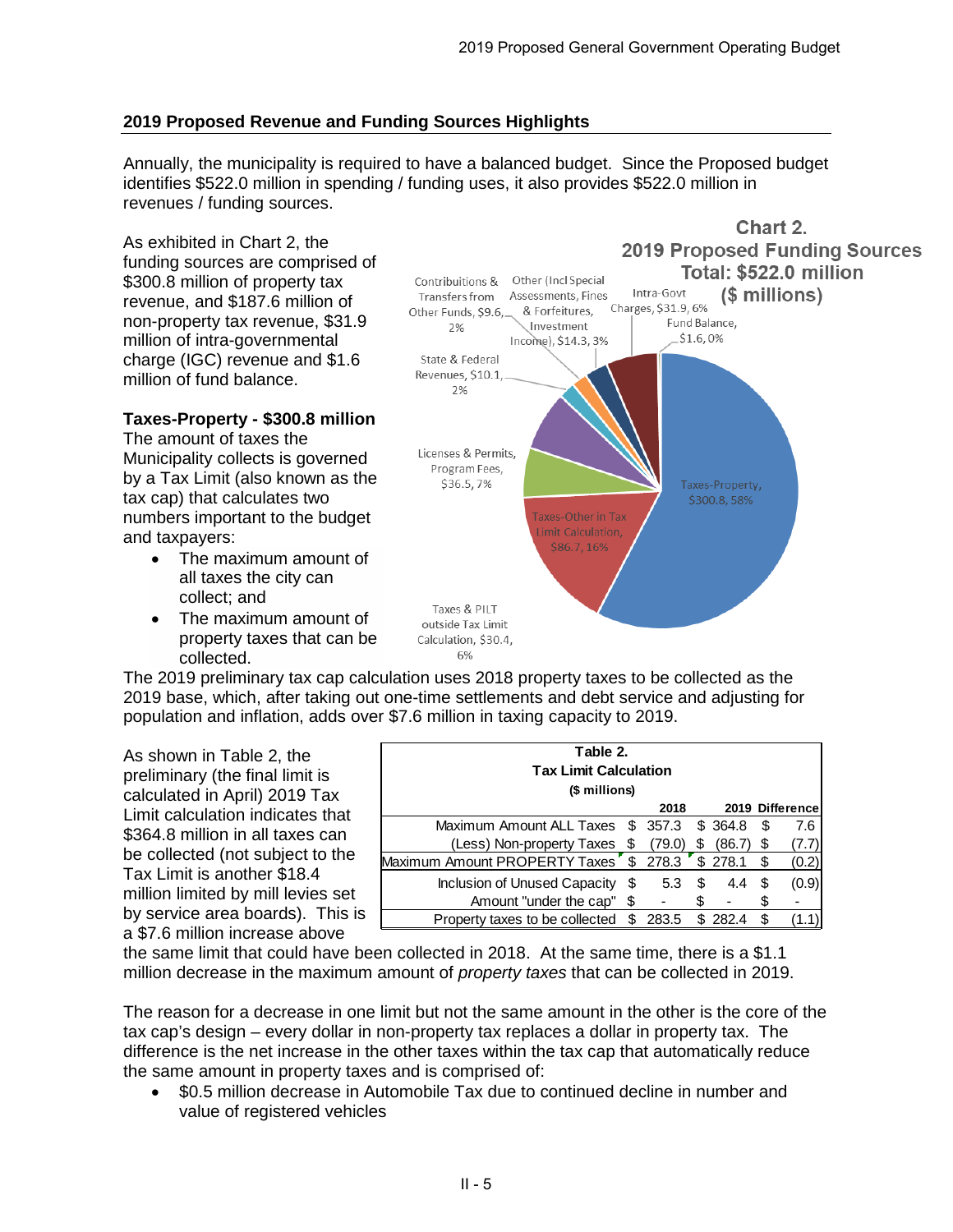## 2019 Proposed Revenue and Funding Sources Highlights

Annually, the municipality is required to have a balanced budget. Since the Proposed budget identifies $522.0 million in spending / funding uses, it also provides $522.0 million in revenues / funding sources.

As exhibited in Chart 2, the funding sources are comprised of $300.8 million of property tax revenue, and $187.6 million of non-property tax revenue, $31.9 million of intra-governmental charge (IGC) revenue and $1.6 million of fund balance.

**Chart 2. 2019 Proposed Funding Sources Total: $522.0 million ($ millions)**

- Taxes-Property, $300.8, 58%
- Taxes-Other in Tax Limit Calculation, $86.7, 16%
- Taxes & PILT outside Tax Limit Calculation, $30.4, 6%
- Licenses & Permits, Program Fees, $36.5, 7%
- State & Federal Revenues, $10.1, 2%
- Contributions & Transfers from Other Funds, $9.6, 2%
- Other (Incl Special Assessments, Fines & Forfeitures, Investment Income), $14.3, 3%
- Intra-Govt Charges, $31.9, 6%
- Fund Balance, $1.6, 0%

### Taxes-Property - $300.8 million

The amount of taxes the Municipality collects is governed by a Tax Limit (also known as the tax cap) that calculates two numbers important to the budget and taxpayers:

- The maximum amount of all taxes the city can collect; and
- The maximum amount of property taxes that can be collected.

The 2019 preliminary tax cap calculation uses 2018 property taxes to be collected as the 2019 base, which, after taking out one-time settlements and debt service and adjusting for population and inflation, adds over $7.6 million in taxing capacity to 2019.

As shown in Table 2, the preliminary (the final limit is calculated in April) 2019 Tax Limit calculation indicates that $364.8 million in all taxes can be collected (not subject to the Tax Limit is another $18.4 million limited by mill levies set by service area boards). This is a $7.6 million increase above the same limit that could have been collected in 2018. At the same time, there is a $1.1 million decrease in the maximum amount of *property taxes* that can be collected in 2019.

**Table 2. Tax Limit Calculation ($ millions)**

| | 2018 | 2019 | Difference |
|---|---|---|---|
| Maximum Amount ALL Taxes | $ 357.3 | $ 364.8 | $ 7.6 |
| (Less) Non-property Taxes | $ (79.0) | $ (86.7) | $ (7.7) |
| Maximum Amount PROPERTY Taxes | $ 278.3 | $ 278.1 | $ (0.2) |
| Inclusion of Unused Capacity | $ 5.3 | $ 4.4 | $ (0.9) |
| Amount "under the cap" | $ - | $ - | $ - |
| Property taxes to be collected | $ 283.5 | $ 282.4 | $ (1.1) |

The reason for a decrease in one limit but not the same amount in the other is the core of the tax cap's design – every dollar in non-property tax replaces a dollar in property tax. The difference is the net increase in the other taxes within the tax cap that automatically reduce the same amount in property taxes and is comprised of:

- $0.5 million decrease in Automobile Tax due to continued decline in number and value of registered vehicles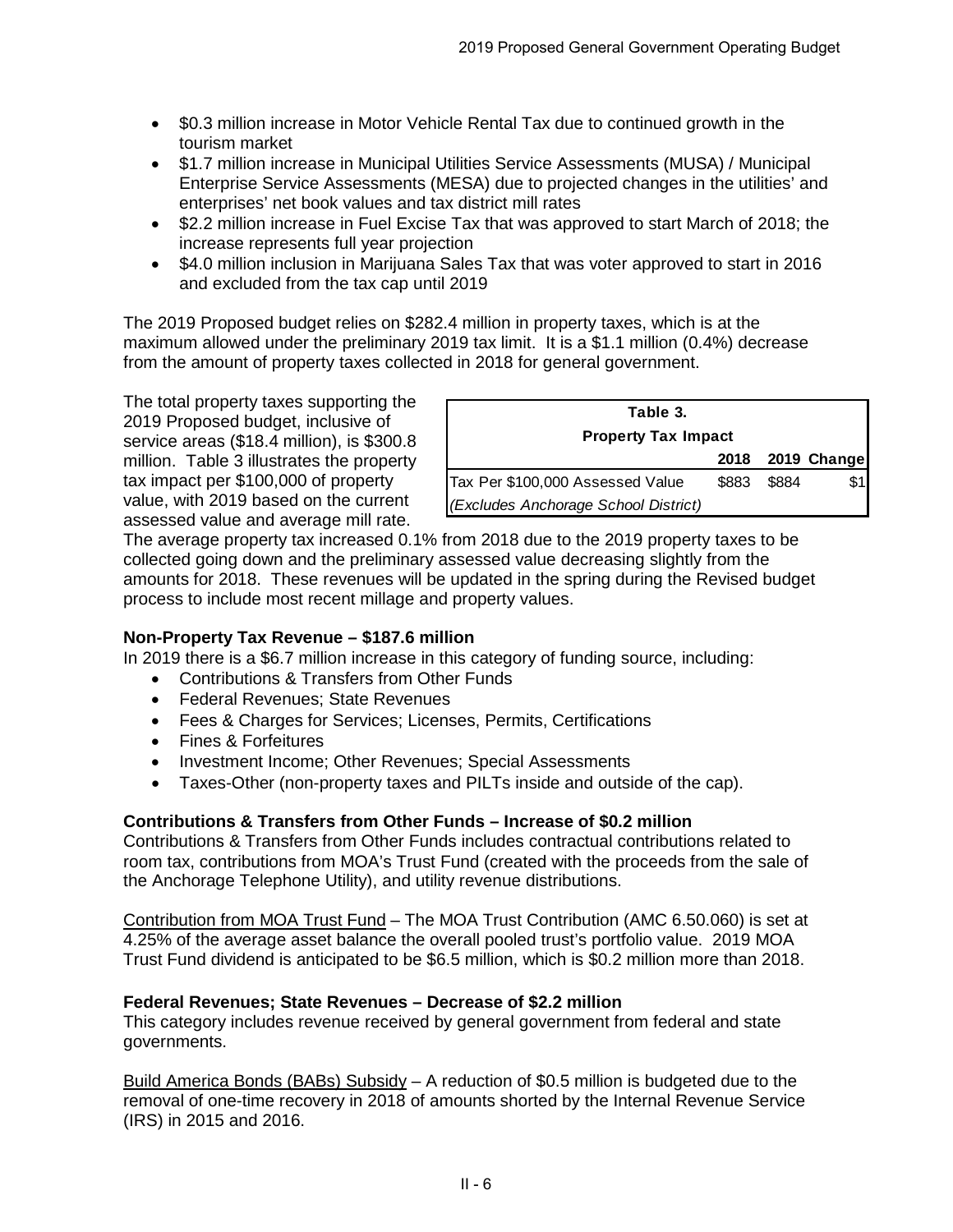- \$0.3 million increase in Motor Vehicle Rental Tax due to continued growth in the tourism market
- \$1.7 million increase in Municipal Utilities Service Assessments (MUSA) / Municipal Enterprise Service Assessments (MESA) due to projected changes in the utilities' and enterprises' net book values and tax district mill rates
- \$2.2 million increase in Fuel Excise Tax that was approved to start March of 2018; the increase represents full year projection
- \$4.0 million inclusion in Marijuana Sales Tax that was voter approved to start in 2016 and excluded from the tax cap until 2019

The 2019 Proposed budget relies on \$282.4 million in property taxes, which is at the maximum allowed under the preliminary 2019 tax limit. It is a \$1.1 million (0.4%) decrease from the amount of property taxes collected in 2018 for general government.

The total property taxes supporting the 2019 Proposed budget, inclusive of service areas (\$18.4 million), is \$300.8 million. Table 3 illustrates the property tax impact per \$100,000 of property value, with 2019 based on the current assessed value and average mill rate.

**Table 3.**
**Property Tax Impact**

| | 2018 | 2019 | Change |
|---|---|---|---|
| Tax Per \$100,000 Assessed Value | \$883 | \$884 | \$1 |
| *(Excludes Anchorage School District)* | | | |

The average property tax increased 0.1% from 2018 due to the 2019 property taxes to be collected going down and the preliminary assessed value decreasing slightly from the amounts for 2018. These revenues will be updated in the spring during the Revised budget process to include most recent millage and property values.

**Non-Property Tax Revenue – \$187.6 million**

In 2019 there is a \$6.7 million increase in this category of funding source, including:

- Contributions & Transfers from Other Funds
- Federal Revenues; State Revenues
- Fees & Charges for Services; Licenses, Permits, Certifications
- Fines & Forfeitures
- Investment Income; Other Revenues; Special Assessments
- Taxes-Other (non-property taxes and PILTs inside and outside of the cap).

**Contributions & Transfers from Other Funds – Increase of \$0.2 million**

Contributions & Transfers from Other Funds includes contractual contributions related to room tax, contributions from MOA's Trust Fund (created with the proceeds from the sale of the Anchorage Telephone Utility), and utility revenue distributions.

<u>Contribution from MOA Trust Fund</u> – The MOA Trust Contribution (AMC 6.50.060) is set at 4.25% of the average asset balance the overall pooled trust's portfolio value. 2019 MOA Trust Fund dividend is anticipated to be \$6.5 million, which is \$0.2 million more than 2018.

**Federal Revenues; State Revenues – Decrease of \$2.2 million**

This category includes revenue received by general government from federal and state governments.

<u>Build America Bonds (BABs) Subsidy</u> – A reduction of \$0.5 million is budgeted due to the removal of one-time recovery in 2018 of amounts shorted by the Internal Revenue Service (IRS) in 2015 and 2016.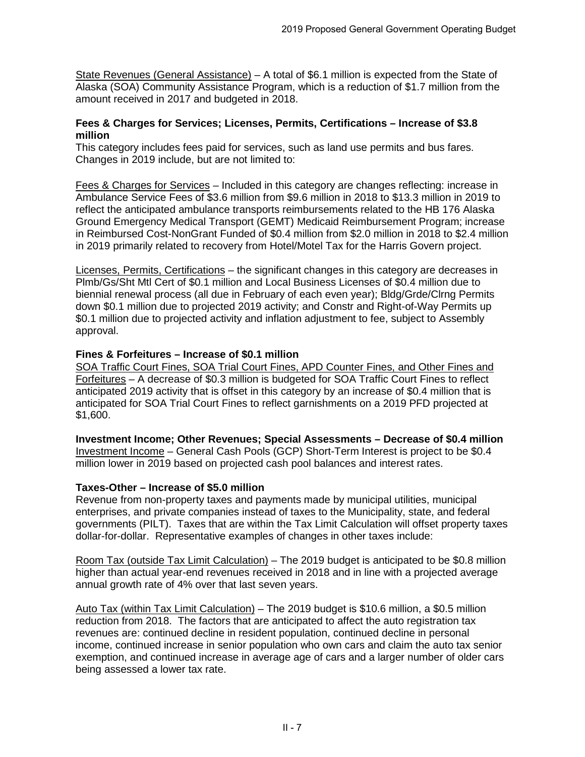<u>State Revenues (General Assistance)</u> – A total of $6.1 million is expected from the State of Alaska (SOA) Community Assistance Program, which is a reduction of $1.7 million from the amount received in 2017 and budgeted in 2018.

**Fees & Charges for Services; Licenses, Permits, Certifications – Increase of $3.8 million**

This category includes fees paid for services, such as land use permits and bus fares. Changes in 2019 include, but are not limited to:

<u>Fees & Charges for Services</u> – Included in this category are changes reflecting: increase in Ambulance Service Fees of $3.6 million from $9.6 million in 2018 to $13.3 million in 2019 to reflect the anticipated ambulance transports reimbursements related to the HB 176 Alaska Ground Emergency Medical Transport (GEMT) Medicaid Reimbursement Program; increase in Reimbursed Cost-NonGrant Funded of $0.4 million from $2.0 million in 2018 to $2.4 million in 2019 primarily related to recovery from Hotel/Motel Tax for the Harris Govern project.

<u>Licenses, Permits, Certifications</u> – the significant changes in this category are decreases in Plmb/Gs/Sht Mtl Cert of $0.1 million and Local Business Licenses of $0.4 million due to biennial renewal process (all due in February of each even year); Bldg/Grde/Clrng Permits down $0.1 million due to projected 2019 activity; and Constr and Right-of-Way Permits up $0.1 million due to projected activity and inflation adjustment to fee, subject to Assembly approval.

**Fines & Forfeitures – Increase of $0.1 million**

<u>SOA Traffic Court Fines, SOA Trial Court Fines, APD Counter Fines, and Other Fines and Forfeitures</u> – A decrease of $0.3 million is budgeted for SOA Traffic Court Fines to reflect anticipated 2019 activity that is offset in this category by an increase of $0.4 million that is anticipated for SOA Trial Court Fines to reflect garnishments on a 2019 PFD projected at $1,600.

**Investment Income; Other Revenues; Special Assessments – Decrease of $0.4 million**

<u>Investment Income</u> – General Cash Pools (GCP) Short-Term Interest is project to be $0.4 million lower in 2019 based on projected cash pool balances and interest rates.

**Taxes-Other – Increase of $5.0 million**

Revenue from non-property taxes and payments made by municipal utilities, municipal enterprises, and private companies instead of taxes to the Municipality, state, and federal governments (PILT). Taxes that are within the Tax Limit Calculation will offset property taxes dollar-for-dollar. Representative examples of changes in other taxes include:

<u>Room Tax (outside Tax Limit Calculation)</u> – The 2019 budget is anticipated to be $0.8 million higher than actual year-end revenues received in 2018 and in line with a projected average annual growth rate of 4% over that last seven years.

<u>Auto Tax (within Tax Limit Calculation)</u> – The 2019 budget is $10.6 million, a $0.5 million reduction from 2018. The factors that are anticipated to affect the auto registration tax revenues are: continued decline in resident population, continued decline in personal income, continued increase in senior population who own cars and claim the auto tax senior exemption, and continued increase in average age of cars and a larger number of older cars being assessed a lower tax rate.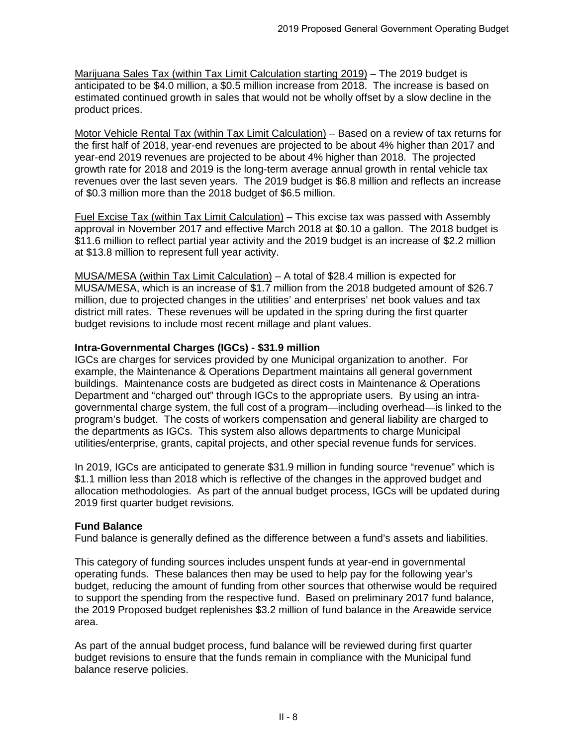<u>Marijuana Sales Tax (within Tax Limit Calculation starting 2019)</u> – The 2019 budget is anticipated to be $4.0 million, a $0.5 million increase from 2018. The increase is based on estimated continued growth in sales that would not be wholly offset by a slow decline in the product prices.

<u>Motor Vehicle Rental Tax (within Tax Limit Calculation)</u> – Based on a review of tax returns for the first half of 2018, year-end revenues are projected to be about 4% higher than 2017 and year-end 2019 revenues are projected to be about 4% higher than 2018. The projected growth rate for 2018 and 2019 is the long-term average annual growth in rental vehicle tax revenues over the last seven years. The 2019 budget is $6.8 million and reflects an increase of $0.3 million more than the 2018 budget of $6.5 million.

<u>Fuel Excise Tax (within Tax Limit Calculation)</u> – This excise tax was passed with Assembly approval in November 2017 and effective March 2018 at $0.10 a gallon. The 2018 budget is $11.6 million to reflect partial year activity and the 2019 budget is an increase of $2.2 million at $13.8 million to represent full year activity.

<u>MUSA/MESA (within Tax Limit Calculation)</u> – A total of $28.4 million is expected for MUSA/MESA, which is an increase of $1.7 million from the 2018 budgeted amount of $26.7 million, due to projected changes in the utilities' and enterprises' net book values and tax district mill rates. These revenues will be updated in the spring during the first quarter budget revisions to include most recent millage and plant values.

**Intra-Governmental Charges (IGCs) - $31.9 million**

IGCs are charges for services provided by one Municipal organization to another. For example, the Maintenance & Operations Department maintains all general government buildings. Maintenance costs are budgeted as direct costs in Maintenance & Operations Department and "charged out" through IGCs to the appropriate users. By using an intra-governmental charge system, the full cost of a program—including overhead—is linked to the program's budget. The costs of workers compensation and general liability are charged to the departments as IGCs. This system also allows departments to charge Municipal utilities/enterprise, grants, capital projects, and other special revenue funds for services.

In 2019, IGCs are anticipated to generate $31.9 million in funding source "revenue" which is $1.1 million less than 2018 which is reflective of the changes in the approved budget and allocation methodologies. As part of the annual budget process, IGCs will be updated during 2019 first quarter budget revisions.

**Fund Balance**

Fund balance is generally defined as the difference between a fund's assets and liabilities.

This category of funding sources includes unspent funds at year-end in governmental operating funds. These balances then may be used to help pay for the following year's budget, reducing the amount of funding from other sources that otherwise would be required to support the spending from the respective fund. Based on preliminary 2017 fund balance, the 2019 Proposed budget replenishes $3.2 million of fund balance in the Areawide service area.

As part of the annual budget process, fund balance will be reviewed during first quarter budget revisions to ensure that the funds remain in compliance with the Municipal fund balance reserve policies.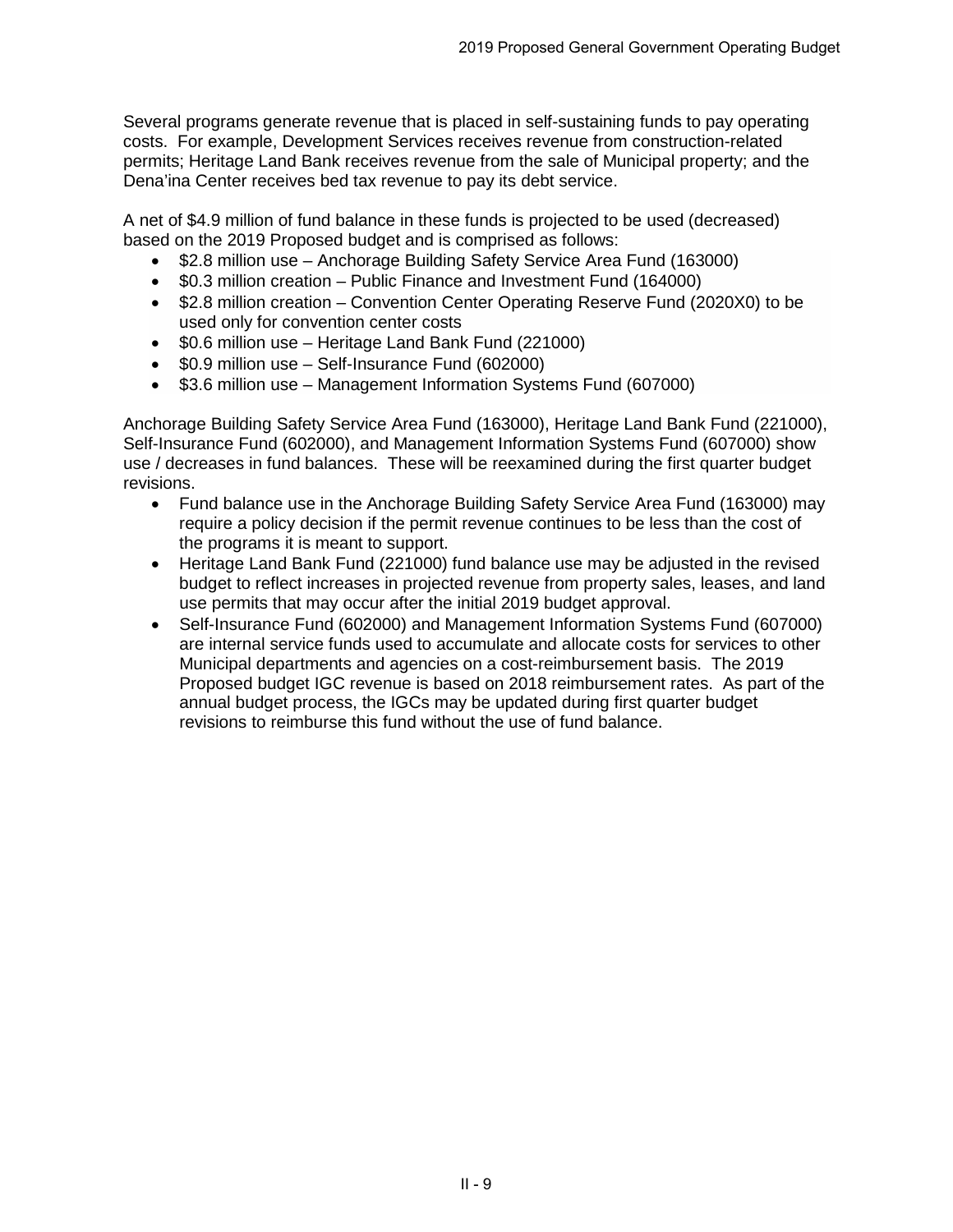Several programs generate revenue that is placed in self-sustaining funds to pay operating costs. For example, Development Services receives revenue from construction-related permits; Heritage Land Bank receives revenue from the sale of Municipal property; and the Dena'ina Center receives bed tax revenue to pay its debt service.

A net of $4.9 million of fund balance in these funds is projected to be used (decreased) based on the 2019 Proposed budget and is comprised as follows:

- $2.8 million use – Anchorage Building Safety Service Area Fund (163000)
- $0.3 million creation – Public Finance and Investment Fund (164000)
- $2.8 million creation – Convention Center Operating Reserve Fund (2020X0) to be used only for convention center costs
- $0.6 million use – Heritage Land Bank Fund (221000)
- $0.9 million use – Self-Insurance Fund (602000)
- $3.6 million use – Management Information Systems Fund (607000)

Anchorage Building Safety Service Area Fund (163000), Heritage Land Bank Fund (221000), Self-Insurance Fund (602000), and Management Information Systems Fund (607000) show use / decreases in fund balances. These will be reexamined during the first quarter budget revisions.

- Fund balance use in the Anchorage Building Safety Service Area Fund (163000) may require a policy decision if the permit revenue continues to be less than the cost of the programs it is meant to support.
- Heritage Land Bank Fund (221000) fund balance use may be adjusted in the revised budget to reflect increases in projected revenue from property sales, leases, and land use permits that may occur after the initial 2019 budget approval.
- Self-Insurance Fund (602000) and Management Information Systems Fund (607000) are internal service funds used to accumulate and allocate costs for services to other Municipal departments and agencies on a cost-reimbursement basis. The 2019 Proposed budget IGC revenue is based on 2018 reimbursement rates. As part of the annual budget process, the IGCs may be updated during first quarter budget revisions to reimburse this fund without the use of fund balance.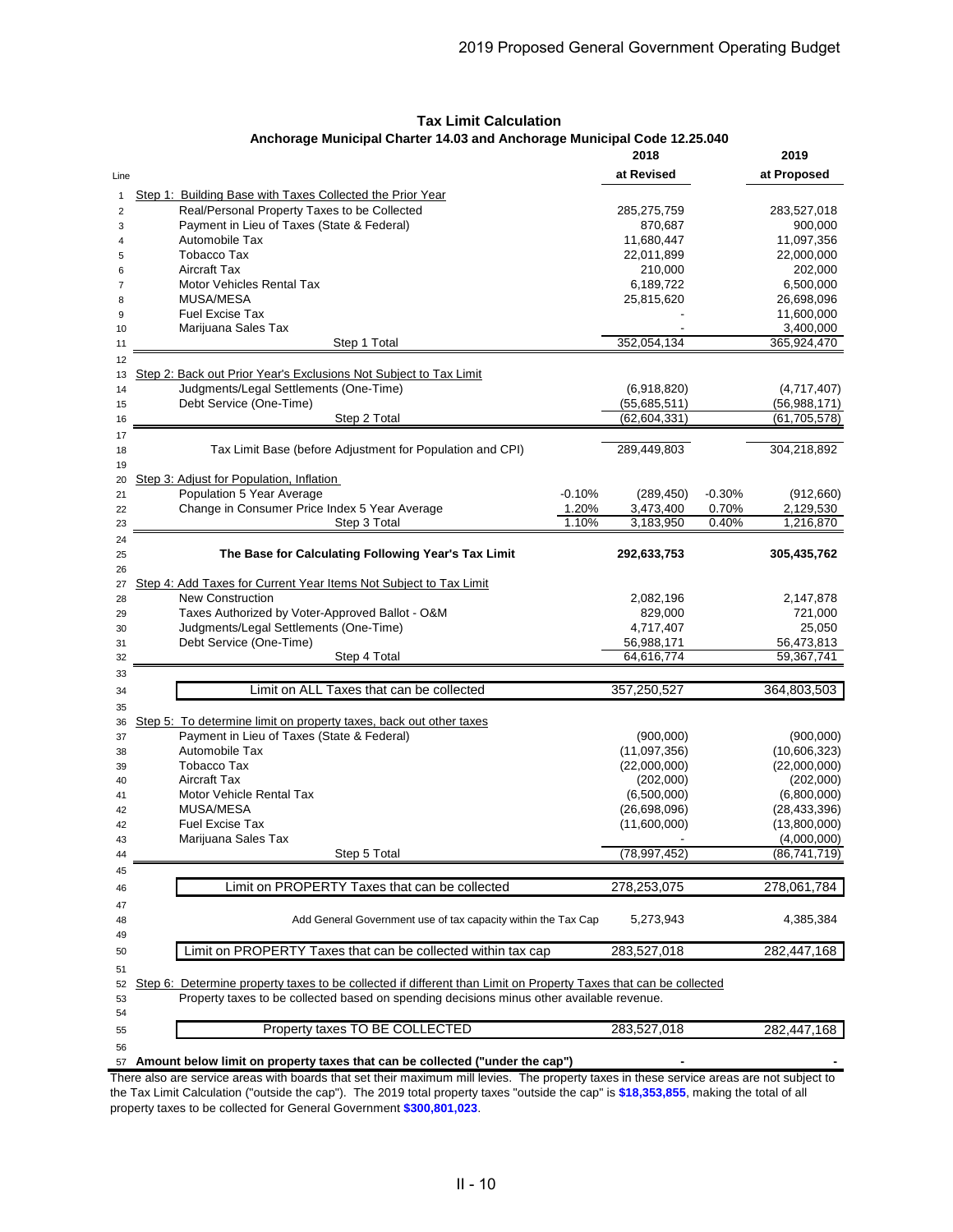## Tax Limit Calculation

### Anchorage Municipal Charter 14.03 and Anchorage Municipal Code 12.25.040

| Line | | | 2018 at Revised | | 2019 at Proposed |
|---|---|---|---|---|---|
| 1 | Step 1: Building Base with Taxes Collected the Prior Year | | | | |
| 2 | Real/Personal Property Taxes to be Collected | | 285,275,759 | | 283,527,018 |
| 3 | Payment in Lieu of Taxes (State & Federal) | | 870,687 | | 900,000 |
| 4 | Automobile Tax | | 11,680,447 | | 11,097,356 |
| 5 | Tobacco Tax | | 22,011,899 | | 22,000,000 |
| 6 | Aircraft Tax | | 210,000 | | 202,000 |
| 7 | Motor Vehicles Rental Tax | | 6,189,722 | | 6,500,000 |
| 8 | MUSA/MESA | | 25,815,620 | | 26,698,096 |
| 9 | Fuel Excise Tax | | - | | 11,600,000 |
| 10 | Marijuana Sales Tax | | - | | 3,400,000 |
| 11 | Step 1 Total | | 352,054,134 | | 365,924,470 |
| 12 | | | | | |
| 13 | Step 2: Back out Prior Year's Exclusions Not Subject to Tax Limit | | | | |
| 14 | Judgments/Legal Settlements (One-Time) | | (6,918,820) | | (4,717,407) |
| 15 | Debt Service (One-Time) | | (55,685,511) | | (56,988,171) |
| 16 | Step 2 Total | | (62,604,331) | | (61,705,578) |
| 17 | | | | | |
| 18 | Tax Limit Base (before Adjustment for Population and CPI) | | 289,449,803 | | 304,218,892 |
| 19 | | | | | |
| 20 | Step 3: Adjust for Population, Inflation | | | | |
| 21 | Population 5 Year Average | -0.10% | (289,450) | -0.30% | (912,660) |
| 22 | Change in Consumer Price Index 5 Year Average | 1.20% | 3,473,400 | 0.70% | 2,129,530 |
| 23 | Step 3 Total | 1.10% | 3,183,950 | 0.40% | 1,216,870 |
| 24 | | | | | |
| 25 | **The Base for Calculating Following Year's Tax Limit** | | **292,633,753** | | **305,435,762** |
| 26 | | | | | |
| 27 | Step 4: Add Taxes for Current Year Items Not Subject to Tax Limit | | | | |
| 28 | New Construction | | 2,082,196 | | 2,147,878 |
| 29 | Taxes Authorized by Voter-Approved Ballot - O&M | | 829,000 | | 721,000 |
| 30 | Judgments/Legal Settlements (One-Time) | | 4,717,407 | | 25,050 |
| 31 | Debt Service (One-Time) | | 56,988,171 | | 56,473,813 |
| 32 | Step 4 Total | | 64,616,774 | | 59,367,741 |
| 33 | | | | | |
| 34 | Limit on ALL Taxes that can be collected | | 357,250,527 | | 364,803,503 |
| 35 | | | | | |
| 36 | Step 5: To determine limit on property taxes, back out other taxes | | | | |
| 37 | Payment in Lieu of Taxes (State & Federal) | | (900,000) | | (900,000) |
| 38 | Automobile Tax | | (11,097,356) | | (10,606,323) |
| 39 | Tobacco Tax | | (22,000,000) | | (22,000,000) |
| 40 | Aircraft Tax | | (202,000) | | (202,000) |
| 41 | Motor Vehicle Rental Tax | | (6,500,000) | | (6,800,000) |
| 42 | MUSA/MESA | | (26,698,096) | | (28,433,396) |
| 42 | Fuel Excise Tax | | (11,600,000) | | (13,800,000) |
| 43 | Marijuana Sales Tax | | - | | (4,000,000) |
| 44 | Step 5 Total | | (78,997,452) | | (86,741,719) |
| 45 | | | | | |
| 46 | Limit on PROPERTY Taxes that can be collected | | 278,253,075 | | 278,061,784 |
| 47 | | | | | |
| 48 | Add General Government use of tax capacity within the Tax Cap | | 5,273,943 | | 4,385,384 |
| 49 | | | | | |
| 50 | Limit on PROPERTY Taxes that can be collected within tax cap | | 283,527,018 | | 282,447,168 |
| 51 | | | | | |
| 52 | Step 6: Determine property taxes to be collected if different than Limit on Property Taxes that can be collected | | | | |
| 53 | Property taxes to be collected based on spending decisions minus other available revenue. | | | | |
| 54 | | | | | |
| 55 | Property taxes TO BE COLLECTED | | 283,527,018 | | 282,447,168 |
| 56 | | | | | |
| 57 | **Amount below limit on property taxes that can be collected ("under the cap")** | | - | | - |

There also are service areas with boards that set their maximum mill levies. The property taxes in these service areas are not subject to the Tax Limit Calculation ("outside the cap"). The 2019 total property taxes "outside the cap" is **$18,353,855**, making the total of all property taxes to be collected for General Government **$300,801,023**.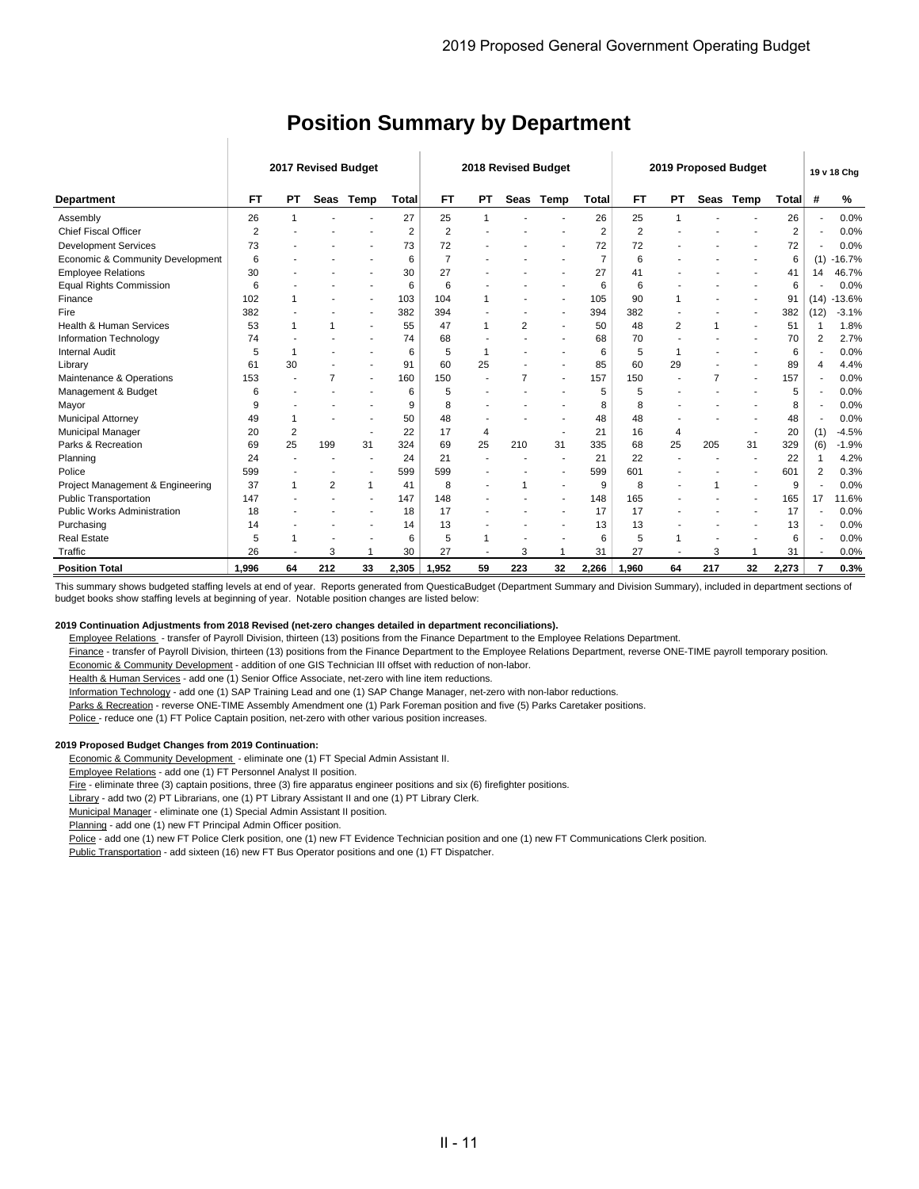# Position Summary by Department

| Department | 2017 Revised Budget | | | | | 2018 Revised Budget | | | | | 2019 Proposed Budget | | | | | 19 v 18 Chg | |
|---|---|---|---|---|---|---|---|---|---|---|---|---|---|---|---|---|---|
| | FT | PT | Seas | Temp | Total | FT | PT | Seas | Temp | Total | FT | PT | Seas | Temp | Total | # | % |
| Assembly | 26 | 1 | - | - | 27 | 25 | 1 | - | - | 26 | 25 | 1 | - | - | 26 | - | 0.0% |
| Chief Fiscal Officer | 2 | - | - | - | 2 | 2 | - | - | - | 2 | 2 | - | - | - | 2 | - | 0.0% |
| Development Services | 73 | - | - | - | 73 | 72 | - | - | - | 72 | 72 | - | - | - | 72 | - | 0.0% |
| Economic & Community Development | 6 | - | - | - | 6 | 7 | - | - | - | 7 | 6 | - | - | - | 6 | (1) | -16.7% |
| Employee Relations | 30 | - | - | - | 30 | 27 | - | - | - | 27 | 41 | - | - | - | 41 | 14 | 46.7% |
| Equal Rights Commission | 6 | - | - | - | 6 | 6 | - | - | - | 6 | 6 | - | - | - | 6 | - | 0.0% |
| Finance | 102 | 1 | - | - | 103 | 104 | 1 | - | - | 105 | 90 | 1 | - | - | 91 | (14) | -13.6% |
| Fire | 382 | - | - | - | 382 | 394 | - | - | - | 394 | 382 | - | - | - | 382 | (12) | -3.1% |
| Health & Human Services | 53 | 1 | 1 | - | 55 | 47 | 1 | 2 | - | 50 | 48 | 2 | 1 | - | 51 | 1 | 1.8% |
| Information Technology | 74 | - | - | - | 74 | 68 | - | - | - | 68 | 70 | - | - | - | 70 | 2 | 2.7% |
| Internal Audit | 5 | 1 | - | - | 6 | 5 | 1 | - | - | 6 | 5 | 1 | - | - | 6 | - | 0.0% |
| Library | 61 | 30 | - | - | 91 | 60 | 25 | - | - | 85 | 60 | 29 | - | - | 89 | 4 | 4.4% |
| Maintenance & Operations | 153 | - | 7 | - | 160 | 150 | - | 7 | - | 157 | 150 | - | 7 | - | 157 | - | 0.0% |
| Management & Budget | 6 | - | - | - | 6 | 5 | - | - | - | 5 | 5 | - | - | - | 5 | - | 0.0% |
| Mayor | 9 | - | - | - | 9 | 8 | - | - | - | 8 | 8 | - | - | - | 8 | - | 0.0% |
| Municipal Attorney | 49 | 1 | - | - | 50 | 48 | - | - | - | 48 | 48 | - | - | - | 48 | - | 0.0% |
| Municipal Manager | 20 | 2 | | - | 22 | 17 | 4 | | - | 21 | 16 | 4 | | - | 20 | (1) | -4.5% |
| Parks & Recreation | 69 | 25 | 199 | 31 | 324 | 69 | 25 | 210 | 31 | 335 | 68 | 25 | 205 | 31 | 329 | (6) | -1.9% |
| Planning | 24 | - | - | - | 24 | 21 | - | - | - | 21 | 22 | - | - | - | 22 | 1 | 4.2% |
| Police | 599 | - | - | - | 599 | 599 | - | - | - | 599 | 601 | - | - | - | 601 | 2 | 0.3% |
| Project Management & Engineering | 37 | 1 | 2 | 1 | 41 | 8 | - | 1 | - | 9 | 8 | - | 1 | - | 9 | - | 0.0% |
| Public Transportation | 147 | - | - | - | 147 | 148 | - | - | - | 148 | 165 | - | - | - | 165 | 17 | 11.6% |
| Public Works Administration | 18 | - | - | - | 18 | 17 | - | - | - | 17 | 17 | - | - | - | 17 | - | 0.0% |
| Purchasing | 14 | - | - | - | 14 | 13 | - | - | - | 13 | 13 | - | - | - | 13 | - | 0.0% |
| Real Estate | 5 | 1 | - | - | 6 | 5 | 1 | - | - | 6 | 5 | 1 | - | - | 6 | - | 0.0% |
| Traffic | 26 | - | 3 | 1 | 30 | 27 | - | 3 | 1 | 31 | 27 | - | 3 | 1 | 31 | - | 0.0% |
| **Position Total** | **1,996** | **64** | **212** | **33** | **2,305** | **1,952** | **59** | **223** | **32** | **2,266** | **1,960** | **64** | **217** | **32** | **2,273** | **7** | **0.3%** |

This summary shows budgeted staffing levels at end of year. Reports generated from QuesticaBudget (Department Summary and Division Summary), included in department sections of budget books show staffing levels at beginning of year. Notable position changes are listed below:

**2019 Continuation Adjustments from 2018 Revised (net-zero changes detailed in department reconciliations).**

Employee Relations - transfer of Payroll Division, thirteen (13) positions from the Finance Department to the Employee Relations Department.
Finance - transfer of Payroll Division, thirteen (13) positions from the Finance Department to the Employee Relations Department, reverse ONE-TIME payroll temporary position.
Economic & Community Development - addition of one GIS Technician III offset with reduction of non-labor.
Health & Human Services - add one (1) Senior Office Associate, net-zero with line item reductions.
Information Technology - add one (1) SAP Training Lead and one (1) SAP Change Manager, net-zero with non-labor reductions.
Parks & Recreation - reverse ONE-TIME Assembly Amendment one (1) Park Foreman position and five (5) Parks Caretaker positions.
Police - reduce one (1) FT Police Captain position, net-zero with other various position increases.

**2019 Proposed Budget Changes from 2019 Continuation:**

Economic & Community Development - eliminate one (1) FT Special Admin Assistant II.
Employee Relations - add one (1) FT Personnel Analyst II position.
Fire - eliminate three (3) captain positions, three (3) fire apparatus engineer positions and six (6) firefighter positions.
Library - add two (2) PT Librarians, one (1) PT Library Assistant II and one (1) PT Library Clerk.
Municipal Manager - eliminate one (1) Special Admin Assistant II position.
Planning - add one (1) new FT Principal Admin Officer position.
Police - add one (1) new FT Police Clerk position, one (1) new FT Evidence Technician position and one (1) new FT Communications Clerk position.
Public Transportation - add sixteen (16) new FT Bus Operator positions and one (1) FT Dispatcher.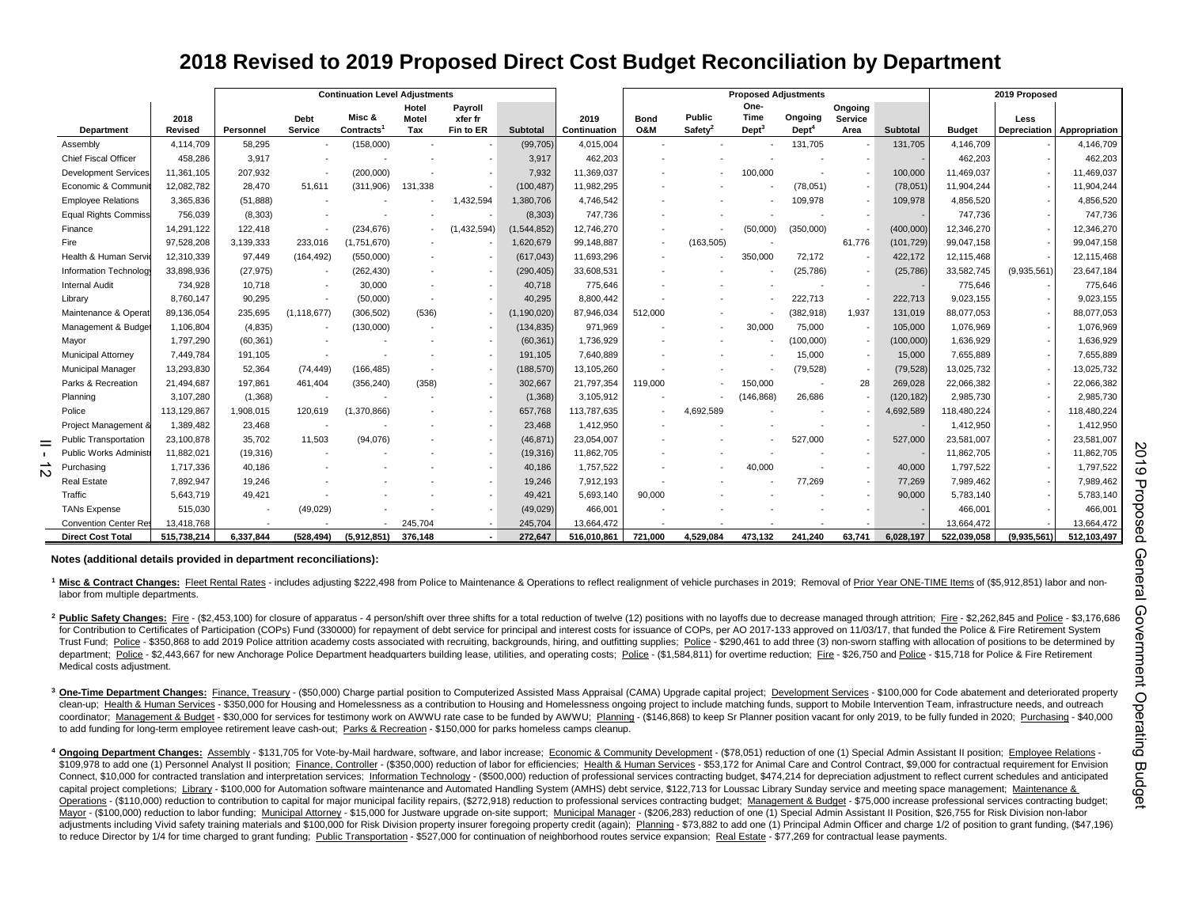# 2018 Revised to 2019 Proposed Direct Cost Budget Reconciliation by Department

| | | Continuation Level Adjustments | | | | | | | Proposed Adjustments | | | | | | | 2019 Proposed | | |
|---|---|---|---|---|---|---|---|---|---|---|---|---|---|---|---|---|---|---|
| Department | 2018 Revised | Personnel | Debt Service | Misc & Contracts[1] | Hotel Motel Tax | Payroll xfer fr Fin to ER | Subtotal | 2019 Continuation | Bond O&M | Public Safety[2] | One-Time Dept[3] | Ongoing Dept[4] | Ongoing Service Area | Subtotal | Budget | Less Depreciation | Appropriation |
| Assembly | 4,114,709 | 58,295 | - | (158,000) | - | - | (99,705) | 4,015,004 | - | - | - | 131,705 | - | 131,705 | 4,146,709 | - | 4,146,709 |
| Chief Fiscal Officer | 458,286 | 3,917 | - | - | - | - | 3,917 | 462,203 | - | - | - | - | - | - | 462,203 | - | 462,203 |
| Development Services | 11,361,105 | 207,932 | - | (200,000) | - | - | 7,932 | 11,369,037 | - | - | 100,000 | - | - | 100,000 | 11,469,037 | - | 11,469,037 |
| Economic & Communit | 12,082,782 | 28,470 | 51,611 | (311,906) | 131,338 | - | (100,487) | 11,982,295 | - | - | - | (78,051) | - | (78,051) | 11,904,244 | - | 11,904,244 |
| Employee Relations | 3,365,836 | (51,888) | - | - | - | 1,432,594 | 1,380,706 | 4,746,542 | - | - | - | 109,978 | - | 109,978 | 4,856,520 | - | 4,856,520 |
| Equal Rights Commiss | 756,039 | (8,303) | - | - | - | - | (8,303) | 747,736 | - | - | - | - | - | - | 747,736 | - | 747,736 |
| Finance | 14,291,122 | 122,418 | - | (234,676) | - | (1,432,594) | (1,544,852) | 12,746,270 | - | - | (50,000) | (350,000) | - | (400,000) | 12,346,270 | - | 12,346,270 |
| Fire | 97,528,208 | 3,139,333 | 233,016 | (1,751,670) | - | - | 1,620,679 | 99,148,887 | - | (163,505) | - | - | 61,776 | (101,729) | 99,047,158 | - | 99,047,158 |
| Health & Human Servi | 12,310,339 | 97,449 | (164,492) | (550,000) | - | - | (617,043) | 11,693,296 | - | - | 350,000 | 72,172 | - | 422,172 | 12,115,468 | - | 12,115,468 |
| Information Technolog | 33,898,936 | (27,975) | - | (262,430) | - | - | (290,405) | 33,608,531 | - | - | - | (25,786) | - | (25,786) | 33,582,745 | (9,935,561) | 23,647,184 |
| Internal Audit | 734,928 | 10,718 | - | 30,000 | - | - | 40,718 | 775,646 | - | - | - | - | - | - | 775,646 | - | 775,646 |
| Library | 8,760,147 | 90,295 | - | (50,000) | - | - | 40,295 | 8,800,442 | - | - | - | 222,713 | - | 222,713 | 9,023,155 | - | 9,023,155 |
| Maintenance & Operat | 89,136,054 | 235,695 | (1,118,677) | (306,502) | (536) | - | (1,190,020) | 87,946,034 | 512,000 | - | - | (382,918) | 1,937 | 131,019 | 88,077,053 | - | 88,077,053 |
| Management & Budget | 1,106,804 | (4,835) | - | (130,000) | - | - | (134,835) | 971,969 | - | - | 30,000 | 75,000 | - | 105,000 | 1,076,969 | - | 1,076,969 |
| Mayor | 1,797,290 | (60,361) | - | - | - | - | (60,361) | 1,736,929 | - | - | - | (100,000) | - | (100,000) | 1,636,929 | - | 1,636,929 |
| Municipal Attorney | 7,449,784 | 191,105 | - | - | - | - | 191,105 | 7,640,889 | - | - | - | 15,000 | - | 15,000 | 7,655,889 | - | 7,655,889 |
| Municipal Manager | 13,293,830 | 52,364 | (74,449) | (166,485) | - | - | (188,570) | 13,105,260 | - | - | - | (79,528) | - | (79,528) | 13,025,732 | - | 13,025,732 |
| Parks & Recreation | 21,494,687 | 197,861 | 461,404 | (356,240) | (358) | - | 302,667 | 21,797,354 | 119,000 | - | 150,000 | - | 28 | 269,028 | 22,066,382 | - | 22,066,382 |
| Planning | 3,107,280 | (1,368) | - | - | - | - | (1,368) | 3,105,912 | - | - | (146,868) | 26,686 | - | (120,182) | 2,985,730 | - | 2,985,730 |
| Police | 113,129,867 | 1,908,015 | 120,619 | (1,370,866) | - | - | 657,768 | 113,787,635 | - | 4,692,589 | - | - | - | 4,692,589 | 118,480,224 | - | 118,480,224 |
| Project Management & | 1,389,482 | 23,468 | - | - | - | - | 23,468 | 1,412,950 | - | - | - | - | - | - | 1,412,950 | - | 1,412,950 |
| Public Transportation | 23,100,878 | 35,702 | 11,503 | (94,076) | - | - | (46,871) | 23,054,007 | - | - | - | 527,000 | - | 527,000 | 23,581,007 | - | 23,581,007 |
| Public Works Administ | 11,882,021 | (19,316) | - | - | - | - | (19,316) | 11,862,705 | - | - | - | - | - | - | 11,862,705 | - | 11,862,705 |
| Purchasing | 1,717,336 | 40,186 | - | - | - | - | 40,186 | 1,757,522 | - | - | 40,000 | - | - | 40,000 | 1,797,522 | - | 1,797,522 |
| Real Estate | 7,892,947 | 19,246 | - | - | - | - | 19,246 | 7,912,193 | - | - | - | 77,269 | - | 77,269 | 7,989,462 | - | 7,989,462 |
| Traffic | 5,643,719 | 49,421 | - | - | - | - | 49,421 | 5,693,140 | 90,000 | - | - | - | - | 90,000 | 5,783,140 | - | 5,783,140 |
| TANs Expense | 515,030 | - | (49,029) | - | - | - | (49,029) | 466,001 | - | - | - | - | - | - | 466,001 | - | 466,001 |
| Convention Center Res | 13,418,768 | - | - | - | 245,704 | - | 245,704 | 13,664,472 | - | - | - | - | - | - | 13,664,472 | - | 13,664,472 |
| **Direct Cost Total** | **515,738,214** | **6,337,844** | **(528,494)** | **(5,912,851)** | **376,148** | **-** | **272,647** | **516,010,861** | **721,000** | **4,529,084** | **473,132** | **241,240** | **63,741** | **6,028,197** | **522,039,058** | **(9,935,561)** | **512,103,497** |

**Notes (additional details provided in department reconciliations):**

[1] **Misc & Contract Changes:** Fleet Rental Rates - includes adjusting $222,498 from Police to Maintenance & Operations to reflect realignment of vehicle purchases in 2019; Removal of Prior Year ONE-TIME Items of ($5,912,851) labor and non-labor from multiple departments.

[2] **Public Safety Changes:** Fire - ($2,453,100) for closure of apparatus - 4 person/shift over three shifts for a total reduction of twelve (12) positions with no layoffs due to decrease managed through attrition; Fire - $2,262,845 and Police - $3,176,686 for Contribution to Certificates of Participation (COPs) Fund (330000) for repayment of debt service for principal and interest costs for issuance of COPs, per AO 2017-133 approved on 11/03/17, that funded the Police & Fire Retirement System Trust Fund; Police - $350,868 to add 2019 Police attrition academy costs associated with recruiting, backgrounds, hiring, and outfitting supplies; Police - $290,461 to add three (3) non-sworn staffing with allocation of positions to be determined by department; Police - $2,443,667 for new Anchorage Police Department headquarters building lease, utilities, and operating costs; Police - ($1,584,811) for overtime reduction; Fire - $26,750 and Police - $15,718 for Police & Fire Retirement Medical costs adjustment.

[3] **One-Time Department Changes:** Finance, Treasury - ($50,000) Charge partial position to Computerized Assisted Mass Appraisal (CAMA) Upgrade capital project; Development Services - $100,000 for Code abatement and deteriorated property clean-up; Health & Human Services - $350,000 for Housing and Homelessness as a contribution to Housing and Homelessness ongoing project to include matching funds, support to Mobile Intervention Team, infrastructure needs, and outreach coordinator; Management & Budget - $30,000 for services for testimony work on AWWU rate case to be funded by AWWU; Planning - ($146,868) to keep Sr Planner position vacant for only 2019, to be fully funded in 2020; Purchasing - $40,000 to add funding for long-term employee retirement leave cash-out; Parks & Recreation - $150,000 for parks homeless camps cleanup.

[4] **Ongoing Department Changes:** Assembly - $131,705 for Vote-by-Mail hardware, software, and labor increase; Economic & Community Development - ($78,051) reduction of one (1) Special Admin Assistant II position; Employee Relations - $109,978 to add one (1) Personnel Analyst II position; Finance, Controller - ($350,000) reduction of labor for efficiencies; Health & Human Services - $53,172 for Animal Care and Control Contract, $9,000 for contractual requirement for Envision Connect, $10,000 for contracted translation and interpretation services; Information Technology - ($500,000) reduction of professional services contracting budget, $474,214 for depreciation adjustment to reflect current schedules and anticipated capital project completions; Library - $100,000 for Automation software maintenance and Automated Handling System (AMHS) debt service, $122,713 for Loussac Library Sunday service and meeting space management; Maintenance & Operations - ($110,000) reduction to contribution to capital for major municipal facility repairs, ($272,918) reduction to professional services contracting budget; Management & Budget - $75,000 increase professional services contracting budget; Mayor - ($100,000) reduction to labor funding; Municipal Attorney - $15,000 for Justware upgrade on-site support; Municipal Manager - ($206,283) reduction of one (1) Special Admin Assistant II Position, $26,755 for Risk Division non-labor adjustments including Vivid safety training materials and $100,000 for Risk Division property insurer foregoing property credit (again); Planning - $73,882 to add one (1) Principal Admin Officer and charge 1/2 of position to grant funding, ($47,196) to reduce Director by 1/4 for time charged to grant funding; Public Transportation - $527,000 for continuation of neighborhood routes service expansion; Real Estate - $77,269 for contractual lease payments.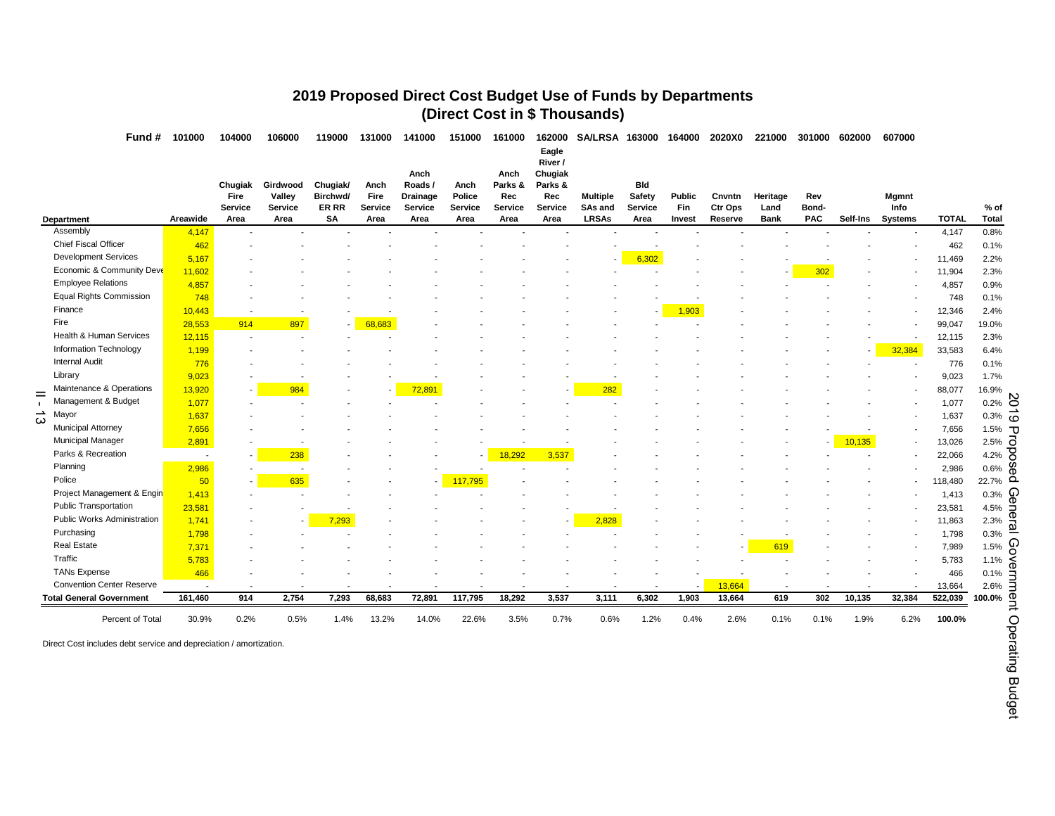# 2019 Proposed Direct Cost Budget Use of Funds by Departments
## (Direct Cost in $ Thousands)

| Fund # | 101000 | 104000 | 106000 | 119000 | 131000 | 141000 | 151000 | 161000 | 162000 | SA/LRSA | 163000 | 164000 | 2020X0 | 221000 | 301000 | 602000 | 607000 | | |
|---|---|---|---|---|---|---|---|---|---|---|---|---|---|---|---|---|---|---|---|
| Department | Areawide | Chugiak Fire Service Area | Girdwood Valley Service Area | Chugiak/ Birchwd/ ER RR SA | Anch Fire Service Area | Anch Roads / Drainage Service Area | Anch Police Service Area | Anch Parks & Rec Service Area | Eagle River / Chugiak Parks & Rec Service Area | Multiple SAs and LRSAs | Bld Safety Service Area | Public Fin Invest | Cnvntn Ctr Ops Reserve | Heritage Land Bank | Rev Bond-PAC | Self-Ins | Mgmnt Info Systems | TOTAL | % of Total |
| Assembly | 4,147 | - | - | - | - | - | - | - | - | - | - | - | - | - | - | - | - | 4,147 | 0.8% |
| Chief Fiscal Officer | 462 | - | - | - | - | - | - | - | - | - | - | - | - | - | - | - | - | 462 | 0.1% |
| Development Services | 5,167 | - | - | - | - | - | - | - | - | - | 6,302 | - | - | - | - | - | - | 11,469 | 2.2% |
| Economic & Community Deve | 11,602 | - | - | - | - | - | - | - | - | - | - | - | - | - | 302 | - | - | 11,904 | 2.3% |
| Employee Relations | 4,857 | - | - | - | - | - | - | - | - | - | - | - | - | - | - | - | - | 4,857 | 0.9% |
| Equal Rights Commission | 748 | - | - | - | - | - | - | - | - | - | - | - | - | - | - | - | - | 748 | 0.1% |
| Finance | 10,443 | - | - | - | - | - | - | - | - | - | - | 1,903 | - | - | - | - | - | 12,346 | 2.4% |
| Fire | 28,553 | 914 | 897 | - | 68,683 | - | - | - | - | - | - | - | - | - | - | - | - | 99,047 | 19.0% |
| Health & Human Services | 12,115 | - | - | - | - | - | - | - | - | - | - | - | - | - | - | - | - | 12,115 | 2.3% |
| Information Technology | 1,199 | - | - | - | - | - | - | - | - | - | - | - | - | - | - | - | 32,384 | 33,583 | 6.4% |
| Internal Audit | 776 | - | - | - | - | - | - | - | - | - | - | - | - | - | - | - | - | 776 | 0.1% |
| Library | 9,023 | - | - | - | - | - | - | - | - | - | - | - | - | - | - | - | - | 9,023 | 1.7% |
| Maintenance & Operations | 13,920 | - | 984 | - | - | 72,891 | - | - | - | 282 | - | - | - | - | - | - | - | 88,077 | 16.9% |
| Management & Budget | 1,077 | - | - | - | - | - | - | - | - | - | - | - | - | - | - | - | - | 1,077 | 0.2% |
| Mayor | 1,637 | - | - | - | - | - | - | - | - | - | - | - | - | - | - | - | - | 1,637 | 0.3% |
| Municipal Attorney | 7,656 | - | - | - | - | - | - | - | - | - | - | - | - | - | - | - | - | 7,656 | 1.5% |
| Municipal Manager | 2,891 | - | - | - | - | - | - | - | - | - | - | - | - | - | - | 10,135 | - | 13,026 | 2.5% |
| Parks & Recreation | - | - | 238 | - | - | - | - | 18,292 | 3,537 | - | - | - | - | - | - | - | - | 22,066 | 4.2% |
| Planning | 2,986 | - | - | - | - | - | - | - | - | - | - | - | - | - | - | - | - | 2,986 | 0.6% |
| Police | 50 | - | 635 | - | - | - | 117,795 | - | - | - | - | - | - | - | - | - | - | 118,480 | 22.7% |
| Project Management & Engin | 1,413 | - | - | - | - | - | - | - | - | - | - | - | - | - | - | - | - | 1,413 | 0.3% |
| Public Transportation | 23,581 | - | - | - | - | - | - | - | - | - | - | - | - | - | - | - | - | 23,581 | 4.5% |
| Public Works Administration | 1,741 | - | - | 7,293 | - | - | - | - | - | 2,828 | - | - | - | - | - | - | - | 11,863 | 2.3% |
| Purchasing | 1,798 | - | - | - | - | - | - | - | - | - | - | - | - | - | - | - | - | 1,798 | 0.3% |
| Real Estate | 7,371 | - | - | - | - | - | - | - | - | - | - | - | - | 619 | - | - | - | 7,989 | 1.5% |
| Traffic | 5,783 | - | - | - | - | - | - | - | - | - | - | - | - | - | - | - | - | 5,783 | 1.1% |
| TANs Expense | 466 | - | - | - | - | - | - | - | - | - | - | - | - | - | - | - | - | 466 | 0.1% |
| Convention Center Reserve | - | - | - | - | - | - | - | - | - | - | - | - | 13,664 | - | - | - | - | 13,664 | 2.6% |
| **Total General Government** | **161,460** | **914** | **2,754** | **7,293** | **68,683** | **72,891** | **117,795** | **18,292** | **3,537** | **3,111** | **6,302** | **1,903** | **13,664** | **619** | **302** | **10,135** | **32,384** | **522,039** | **100.0%** |
| Percent of Total | 30.9% | 0.2% | 0.5% | 1.4% | 13.2% | 14.0% | 22.6% | 3.5% | 0.7% | 0.6% | 1.2% | 0.4% | 2.6% | 0.1% | 0.1% | 1.9% | 6.2% | **100.0%** | |

Direct Cost includes debt service and depreciation / amortization.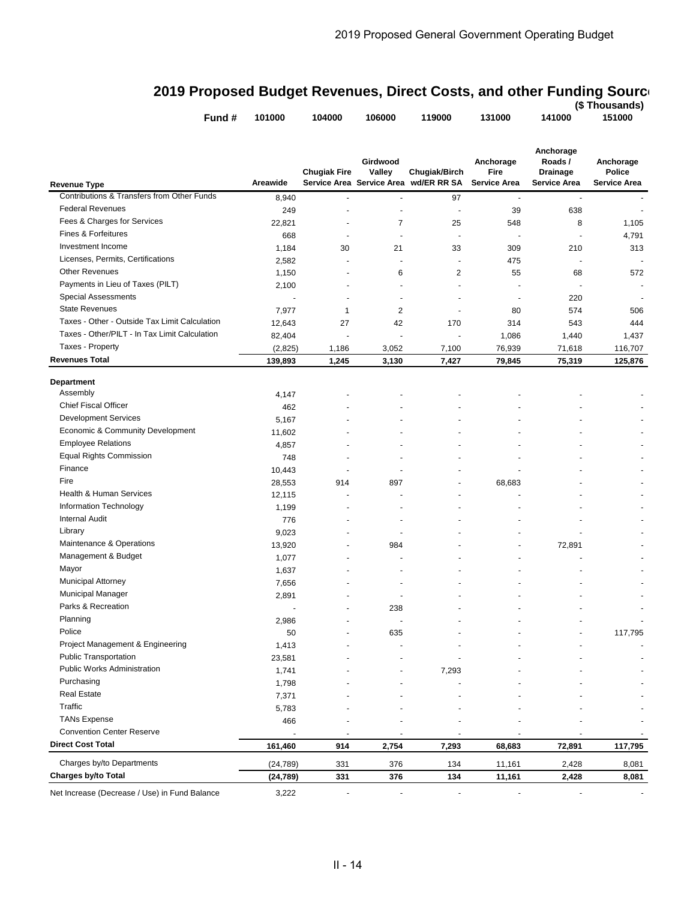## 2019 Proposed Budget Revenues, Direct Costs, and other Funding Sources

(\$ Thousands)

| Fund # | 101000 | 104000 | 106000 | 119000 | 131000 | 141000 | 151000 |
|---|---|---|---|---|---|---|---|
| **Revenue Type** | **Areawide** | **Chugiak Fire Service Area** | **Girdwood Valley Service Area** | **Chugiak/Birch wd/ER RR SA** | **Anchorage Fire Service Area** | **Anchorage Roads / Drainage Service Area** | **Anchorage Police Service Area** |
| Contributions & Transfers from Other Funds | 8,940 | - | - | 97 | - | - | - |
| Federal Revenues | 249 | - | - | - | 39 | 638 | - |
| Fees & Charges for Services | 22,821 | - | 7 | 25 | 548 | 8 | 1,105 |
| Fines & Forfeitures | 668 | - | - | - | - | - | 4,791 |
| Investment Income | 1,184 | 30 | 21 | 33 | 309 | 210 | 313 |
| Licenses, Permits, Certifications | 2,582 | - | - | - | 475 | - | - |
| Other Revenues | 1,150 | - | 6 | 2 | 55 | 68 | 572 |
| Payments in Lieu of Taxes (PILT) | 2,100 | - | - | - | - | - | - |
| Special Assessments | - | - | - | - | - | 220 | - |
| State Revenues | 7,977 | 1 | 2 | - | 80 | 574 | 506 |
| Taxes - Other - Outside Tax Limit Calculation | 12,643 | 27 | 42 | 170 | 314 | 543 | 444 |
| Taxes - Other/PILT - In Tax Limit Calculation | 82,404 | - | - | - | 1,086 | 1,440 | 1,437 |
| Taxes - Property | (2,825) | 1,186 | 3,052 | 7,100 | 76,939 | 71,618 | 116,707 |
| **Revenues Total** | **139,893** | **1,245** | **3,130** | **7,427** | **79,845** | **75,319** | **125,876** |
| **Department** | | | | | | | |
| Assembly | 4,147 | - | - | - | - | - | - |
| Chief Fiscal Officer | 462 | - | - | - | - | - | - |
| Development Services | 5,167 | - | - | - | - | - | - |
| Economic & Community Development | 11,602 | - | - | - | - | - | - |
| Employee Relations | 4,857 | - | - | - | - | - | - |
| Equal Rights Commission | 748 | - | - | - | - | - | - |
| Finance | 10,443 | - | - | - | - | - | - |
| Fire | 28,553 | 914 | 897 | - | 68,683 | - | - |
| Health & Human Services | 12,115 | - | - | - | - | - | - |
| Information Technology | 1,199 | - | - | - | - | - | - |
| Internal Audit | 776 | - | - | - | - | - | - |
| Library | 9,023 | - | - | - | - | - | - |
| Maintenance & Operations | 13,920 | - | 984 | - | - | 72,891 | - |
| Management & Budget | 1,077 | - | - | - | - | - | - |
| Mayor | 1,637 | - | - | - | - | - | - |
| Municipal Attorney | 7,656 | - | - | - | - | - | - |
| Municipal Manager | 2,891 | - | - | - | - | - | - |
| Parks & Recreation | - | - | 238 | - | - | - | - |
| Planning | 2,986 | - | - | - | - | - | - |
| Police | 50 | - | 635 | - | - | - | 117,795 |
| Project Management & Engineering | 1,413 | - | - | - | - | - | - |
| Public Transportation | 23,581 | - | - | - | - | - | - |
| Public Works Administration | 1,741 | - | - | 7,293 | - | - | - |
| Purchasing | 1,798 | - | - | - | - | - | - |
| Real Estate | 7,371 | - | - | - | - | - | - |
| Traffic | 5,783 | - | - | - | - | - | - |
| TANs Expense | 466 | - | - | - | - | - | - |
| Convention Center Reserve | - | - | - | - | - | - | - |
| **Direct Cost Total** | **161,460** | **914** | **2,754** | **7,293** | **68,683** | **72,891** | **117,795** |
| Charges by/to Departments | (24,789) | 331 | 376 | 134 | 11,161 | 2,428 | 8,081 |
| **Charges by/to Total** | **(24,789)** | **331** | **376** | **134** | **11,161** | **2,428** | **8,081** |
| Net Increase (Decrease / Use) in Fund Balance | 3,222 | - | - | - | - | - | - |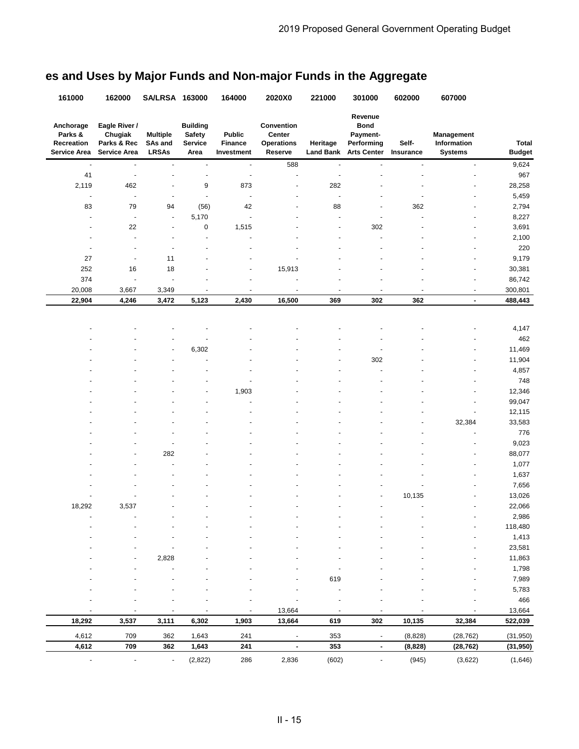# es and Uses by Major Funds and Non-major Funds in the Aggregate

| 161000 | 162000 | SA/LRSA | 163000 | 164000 | 2020X0 | 221000 | 301000 | 602000 | 607000 | |
|---|---|---|---|---|---|---|---|---|---|---|
| Anchorage Parks & Recreation Service Area | Eagle River / Chugiak Parks & Rec Service Area | Multiple SAs and LRSAs | Building Safety Service Area | Public Finance Investment | Convention Center Operations Reserve | Heritage Land Bank | Revenue Bond Payment-Performing Arts Center | Self-Insurance | Management Information Systems | Total Budget |
| - | - | - | - | - | 588 | - | - | - | - | 9,624 |
| 41 | - | - | - | - | - | - | - | - | - | 967 |
| 2,119 | 462 | - | 9 | 873 | - | 282 | - | - | - | 28,258 |
| - | - | - | - | - | - | - | - | - | - | 5,459 |
| 83 | 79 | 94 | (56) | 42 | - | 88 | - | 362 | - | 2,794 |
| - | - | - | 5,170 | - | - | - | - | - | - | 8,227 |
| - | 22 | - | 0 | 1,515 | - | - | 302 | - | - | 3,691 |
| - | - | - | - | - | - | - | - | - | - | 2,100 |
| - | - | - | - | - | - | - | - | - | - | 220 |
| 27 | - | 11 | - | - | - | - | - | - | - | 9,179 |
| 252 | 16 | 18 | - | - | 15,913 | - | - | - | - | 30,381 |
| 374 | - | - | - | - | - | - | - | - | - | 86,742 |
| 20,008 | 3,667 | 3,349 | - | - | - | - | - | - | - | 300,801 |
| **22,904** | **4,246** | **3,472** | **5,123** | **2,430** | **16,500** | **369** | **302** | **362** | **-** | **488,443** |
| | | | | | | | | | | |
| - | - | - | - | - | - | - | - | - | - | 4,147 |
| - | - | - | - | - | - | - | - | - | - | 462 |
| - | - | - | 6,302 | - | - | - | - | - | - | 11,469 |
| - | - | - | - | - | - | - | 302 | - | - | 11,904 |
| - | - | - | - | - | - | - | - | - | - | 4,857 |
| - | - | - | - | - | - | - | - | - | - | 748 |
| - | - | - | - | 1,903 | - | - | - | - | - | 12,346 |
| - | - | - | - | - | - | - | - | - | - | 99,047 |
| - | - | - | - | - | - | - | - | - | - | 12,115 |
| - | - | - | - | - | - | - | - | - | 32,384 | 33,583 |
| - | - | - | - | - | - | - | - | - | - | 776 |
| - | - | - | - | - | - | - | - | - | - | 9,023 |
| - | - | 282 | - | - | - | - | - | - | - | 88,077 |
| - | - | - | - | - | - | - | - | - | - | 1,077 |
| - | - | - | - | - | - | - | - | - | - | 1,637 |
| - | - | - | - | - | - | - | - | - | - | 7,656 |
| - | - | - | - | - | - | - | - | 10,135 | - | 13,026 |
| 18,292 | 3,537 | - | - | - | - | - | - | - | - | 22,066 |
| - | - | - | - | - | - | - | - | - | - | 2,986 |
| - | - | - | - | - | - | - | - | - | - | 118,480 |
| - | - | - | - | - | - | - | - | - | - | 1,413 |
| - | - | - | - | - | - | - | - | - | - | 23,581 |
| - | - | 2,828 | - | - | - | - | - | - | - | 11,863 |
| - | - | - | - | - | - | - | - | - | - | 1,798 |
| - | - | - | - | - | - | 619 | - | - | - | 7,989 |
| - | - | - | - | - | - | - | - | - | - | 5,783 |
| - | - | - | - | - | - | - | - | - | - | 466 |
| - | - | - | - | - | 13,664 | - | - | - | - | 13,664 |
| **18,292** | **3,537** | **3,111** | **6,302** | **1,903** | **13,664** | **619** | **302** | **10,135** | **32,384** | **522,039** |
| 4,612 | 709 | 362 | 1,643 | 241 | - | 353 | - | (8,828) | (28,762) | (31,950) |
| **4,612** | **709** | **362** | **1,643** | **241** | **-** | **353** | **-** | **(8,828)** | **(28,762)** | **(31,950)** |
| - | - | - | (2,822) | 286 | 2,836 | (602) | - | (945) | (3,622) | (1,646) |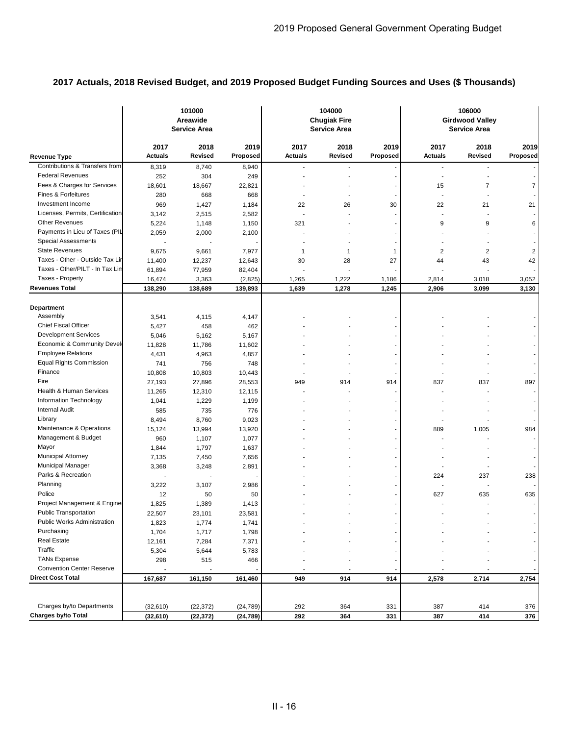## 2017 Actuals, 2018 Revised Budget, and 2019 Proposed Budget Funding Sources and Uses ($ Thousands)

| | 101000 Areawide Service Area | | | 104000 Chugiak Fire Service Area | | | 106000 Girdwood Valley Service Area | | |
|---|---|---|---|---|---|---|---|---|---|
| **Revenue Type** | **2017 Actuals** | **2018 Revised** | **2019 Proposed** | **2017 Actuals** | **2018 Revised** | **2019 Proposed** | **2017 Actuals** | **2018 Revised** | **2019 Proposed** |
| Contributions & Transfers from | 8,319 | 8,740 | 8,940 | - | - | - | - | - | - |
| Federal Revenues | 252 | 304 | 249 | - | - | - | - | - | - |
| Fees & Charges for Services | 18,601 | 18,667 | 22,821 | - | - | - | 15 | 7 | 7 |
| Fines & Forfeitures | 280 | 668 | 668 | - | - | - | - | - | - |
| Investment Income | 969 | 1,427 | 1,184 | 22 | 26 | 30 | 22 | 21 | 21 |
| Licenses, Permits, Certification | 3,142 | 2,515 | 2,582 | - | - | - | - | - | - |
| Other Revenues | 5,224 | 1,148 | 1,150 | 321 | - | - | 9 | 9 | 6 |
| Payments in Lieu of Taxes (PIL | 2,059 | 2,000 | 2,100 | - | - | - | - | - | - |
| Special Assessments | - | - | - | - | - | - | - | - | - |
| State Revenues | 9,675 | 9,661 | 7,977 | 1 | 1 | 1 | 2 | 2 | 2 |
| Taxes - Other - Outside Tax Lir | 11,400 | 12,237 | 12,643 | 30 | 28 | 27 | 44 | 43 | 42 |
| Taxes - Other/PILT - In Tax Lim | 61,894 | 77,959 | 82,404 | - | - | - | - | - | - |
| Taxes - Property | 16,474 | 3,363 | (2,825) | 1,265 | 1,222 | 1,186 | 2,814 | 3,018 | 3,052 |
| **Revenues Total** | **138,290** | **138,689** | **139,893** | **1,639** | **1,278** | **1,245** | **2,906** | **3,099** | **3,130** |
| **Department** | | | | | | | | | |
| Assembly | 3,541 | 4,115 | 4,147 | - | - | - | - | - | - |
| Chief Fiscal Officer | 5,427 | 458 | 462 | - | - | - | - | - | - |
| Development Services | 5,046 | 5,162 | 5,167 | - | - | - | - | - | - |
| Economic & Community Devel | 11,828 | 11,786 | 11,602 | - | - | - | - | - | - |
| Employee Relations | 4,431 | 4,963 | 4,857 | - | - | - | - | - | - |
| Equal Rights Commission | 741 | 756 | 748 | - | - | - | - | - | - |
| Finance | 10,808 | 10,803 | 10,443 | - | - | - | - | - | - |
| Fire | 27,193 | 27,896 | 28,553 | 949 | 914 | 914 | 837 | 837 | 897 |
| Health & Human Services | 11,265 | 12,310 | 12,115 | - | - | - | - | - | - |
| Information Technology | 1,041 | 1,229 | 1,199 | - | - | - | - | - | - |
| Internal Audit | 585 | 735 | 776 | - | - | - | - | - | - |
| Library | 8,494 | 8,760 | 9,023 | - | - | - | - | - | - |
| Maintenance & Operations | 15,124 | 13,994 | 13,920 | - | - | - | 889 | 1,005 | 984 |
| Management & Budget | 960 | 1,107 | 1,077 | - | - | - | - | - | - |
| Mayor | 1,844 | 1,797 | 1,637 | - | - | - | - | - | - |
| Municipal Attorney | 7,135 | 7,450 | 7,656 | - | - | - | - | - | - |
| Municipal Manager | 3,368 | 3,248 | 2,891 | - | - | - | - | - | - |
| Parks & Recreation | - | - | - | - | - | - | 224 | 237 | 238 |
| Planning | 3,222 | 3,107 | 2,986 | - | - | - | - | - | - |
| Police | 12 | 50 | 50 | - | - | - | 627 | 635 | 635 |
| Project Management & Engine | 1,825 | 1,389 | 1,413 | - | - | - | - | - | - |
| Public Transportation | 22,507 | 23,101 | 23,581 | - | - | - | - | - | - |
| Public Works Administration | 1,823 | 1,774 | 1,741 | - | - | - | - | - | - |
| Purchasing | 1,704 | 1,717 | 1,798 | - | - | - | - | - | - |
| Real Estate | 12,161 | 7,284 | 7,371 | - | - | - | - | - | - |
| Traffic | 5,304 | 5,644 | 5,783 | - | - | - | - | - | - |
| TANs Expense | 298 | 515 | 466 | - | - | - | - | - | - |
| Convention Center Reserve | - | - | - | - | - | - | - | - | - |
| **Direct Cost Total** | **167,687** | **161,150** | **161,460** | **949** | **914** | **914** | **2,578** | **2,714** | **2,754** |
| Charges by/to Departments | (32,610) | (22,372) | (24,789) | 292 | 364 | 331 | 387 | 414 | 376 |
| **Charges by/to Total** | **(32,610)** | **(22,372)** | **(24,789)** | **292** | **364** | **331** | **387** | **414** | **376** |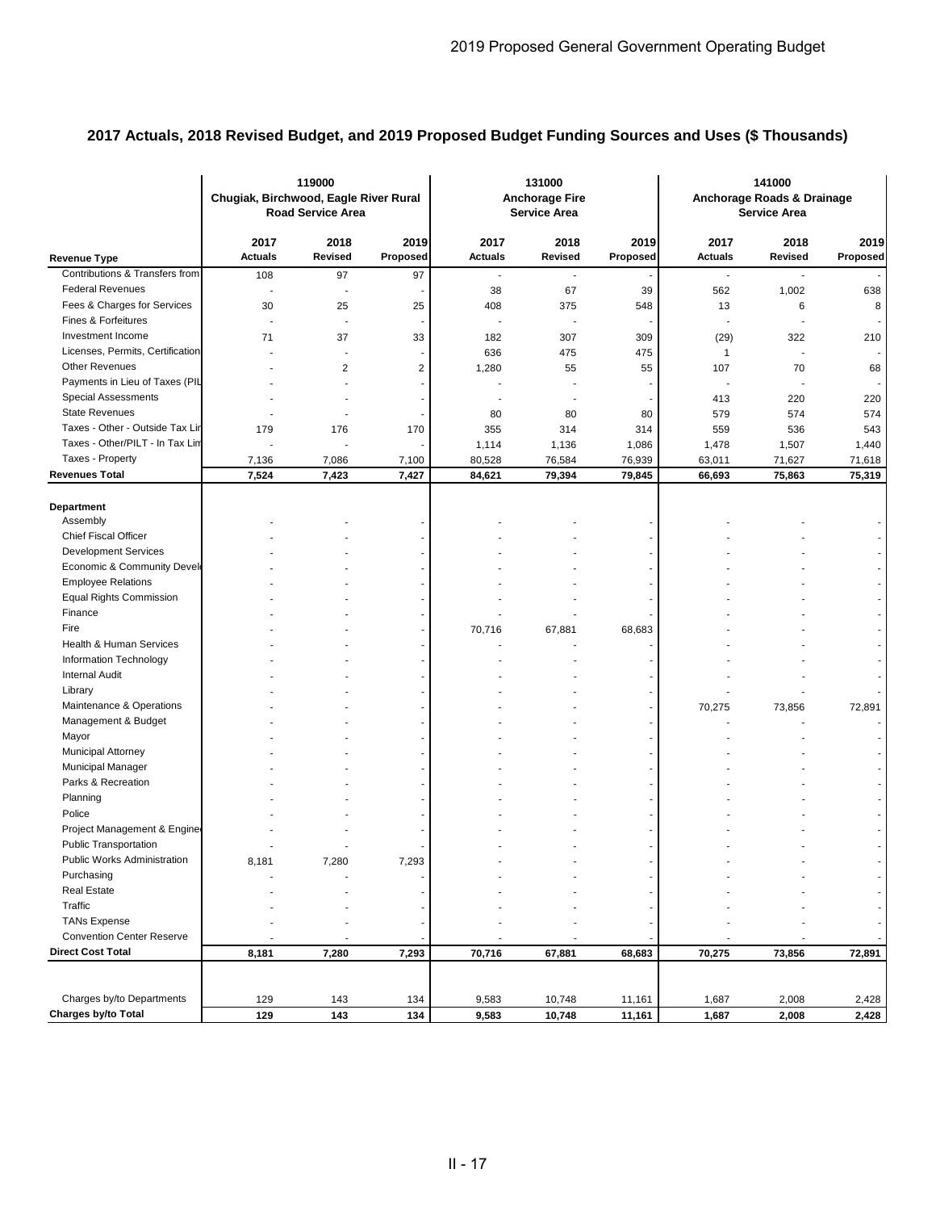## 2017 Actuals, 2018 Revised Budget, and 2019 Proposed Budget Funding Sources and Uses ($ Thousands)

| | 119000 Chugiak, Birchwood, Eagle River Rural Road Service Area | | | 131000 Anchorage Fire Service Area | | | 141000 Anchorage Roads & Drainage Service Area | | |
|---|---|---|---|---|---|---|---|---|---|
| **Revenue Type** | **2017 Actuals** | **2018 Revised** | **2019 Proposed** | **2017 Actuals** | **2018 Revised** | **2019 Proposed** | **2017 Actuals** | **2018 Revised** | **2019 Proposed** |
| Contributions & Transfers from | 108 | 97 | 97 | - | - | - | - | - | - |
| Federal Revenues | - | - | - | 38 | 67 | 39 | 562 | 1,002 | 638 |
| Fees & Charges for Services | 30 | 25 | 25 | 408 | 375 | 548 | 13 | 6 | 8 |
| Fines & Forfeitures | - | - | - | - | - | - | - | - | - |
| Investment Income | 71 | 37 | 33 | 182 | 307 | 309 | (29) | 322 | 210 |
| Licenses, Permits, Certification | - | - | - | 636 | 475 | 475 | 1 | - | - |
| Other Revenues | - | 2 | 2 | 1,280 | 55 | 55 | 107 | 70 | 68 |
| Payments in Lieu of Taxes (PIL | - | - | - | - | - | - | - | - | - |
| Special Assessments | - | - | - | - | - | - | 413 | 220 | 220 |
| State Revenues | - | - | - | 80 | 80 | 80 | 579 | 574 | 574 |
| Taxes - Other - Outside Tax Lin | 179 | 176 | 170 | 355 | 314 | 314 | 559 | 536 | 543 |
| Taxes - Other/PILT - In Tax Lim | - | - | - | 1,114 | 1,136 | 1,086 | 1,478 | 1,507 | 1,440 |
| Taxes - Property | 7,136 | 7,086 | 7,100 | 80,528 | 76,584 | 76,939 | 63,011 | 71,627 | 71,618 |
| **Revenues Total** | **7,524** | **7,423** | **7,427** | **84,621** | **79,394** | **79,845** | **66,693** | **75,863** | **75,319** |
| **Department** | | | | | | | | | |
| Assembly | - | - | - | - | - | - | - | - | - |
| Chief Fiscal Officer | - | - | - | - | - | - | - | - | - |
| Development Services | - | - | - | - | - | - | - | - | - |
| Economic & Community Devel | - | - | - | - | - | - | - | - | - |
| Employee Relations | - | - | - | - | - | - | - | - | - |
| Equal Rights Commission | - | - | - | - | - | - | - | - | - |
| Finance | - | - | - | - | - | - | - | - | - |
| Fire | - | - | - | 70,716 | 67,881 | 68,683 | - | - | - |
| Health & Human Services | - | - | - | - | - | - | - | - | - |
| Information Technology | - | - | - | - | - | - | - | - | - |
| Internal Audit | - | - | - | - | - | - | - | - | - |
| Library | - | - | - | - | - | - | - | - | - |
| Maintenance & Operations | - | - | - | - | - | - | 70,275 | 73,856 | 72,891 |
| Management & Budget | - | - | - | - | - | - | - | - | - |
| Mayor | - | - | - | - | - | - | - | - | - |
| Municipal Attorney | - | - | - | - | - | - | - | - | - |
| Municipal Manager | - | - | - | - | - | - | - | - | - |
| Parks & Recreation | - | - | - | - | - | - | - | - | - |
| Planning | - | - | - | - | - | - | - | - | - |
| Police | - | - | - | - | - | - | - | - | - |
| Project Management & Engine | - | - | - | - | - | - | - | - | - |
| Public Transportation | - | - | - | - | - | - | - | - | - |
| Public Works Administration | 8,181 | 7,280 | 7,293 | - | - | - | - | - | - |
| Purchasing | - | - | - | - | - | - | - | - | - |
| Real Estate | - | - | - | - | - | - | - | - | - |
| Traffic | - | - | - | - | - | - | - | - | - |
| TANs Expense | - | - | - | - | - | - | - | - | - |
| Convention Center Reserve | - | - | - | - | - | - | - | - | - |
| **Direct Cost Total** | **8,181** | **7,280** | **7,293** | **70,716** | **67,881** | **68,683** | **70,275** | **73,856** | **72,891** |
| Charges by/to Departments | 129 | 143 | 134 | 9,583 | 10,748 | 11,161 | 1,687 | 2,008 | 2,428 |
| **Charges by/to Total** | **129** | **143** | **134** | **9,583** | **10,748** | **11,161** | **1,687** | **2,008** | **2,428** |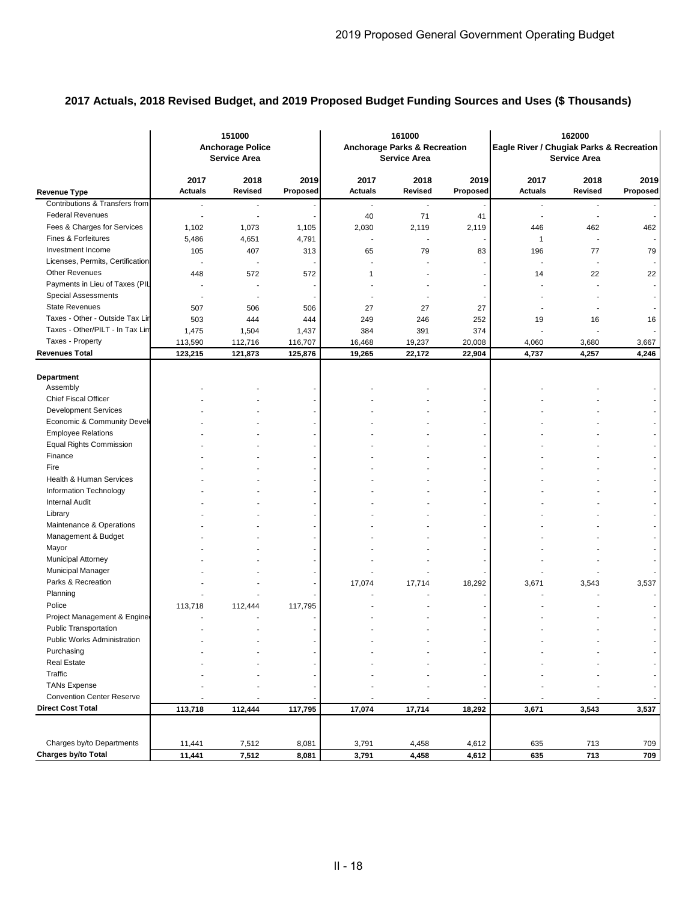## 2017 Actuals, 2018 Revised Budget, and 2019 Proposed Budget Funding Sources and Uses ($ Thousands)

| | 151000 Anchorage Police Service Area | | | 161000 Anchorage Parks & Recreation Service Area | | | 162000 Eagle River / Chugiak Parks & Recreation Service Area | | |
|---|---|---|---|---|---|---|---|---|---|
| **Revenue Type** | **2017 Actuals** | **2018 Revised** | **2019 Proposed** | **2017 Actuals** | **2018 Revised** | **2019 Proposed** | **2017 Actuals** | **2018 Revised** | **2019 Proposed** |
| Contributions & Transfers from | - | - | - | - | - | - | - | - | - |
| Federal Revenues | - | - | - | 40 | 71 | 41 | - | - | - |
| Fees & Charges for Services | 1,102 | 1,073 | 1,105 | 2,030 | 2,119 | 2,119 | 446 | 462 | 462 |
| Fines & Forfeitures | 5,486 | 4,651 | 4,791 | - | - | - | 1 | - | - |
| Investment Income | 105 | 407 | 313 | 65 | 79 | 83 | 196 | 77 | 79 |
| Licenses, Permits, Certification | - | - | - | - | - | - | - | - | - |
| Other Revenues | 448 | 572 | 572 | 1 | - | - | 14 | 22 | 22 |
| Payments in Lieu of Taxes (PIL | - | - | - | - | - | - | - | - | - |
| Special Assessments | - | - | - | - | - | - | - | - | - |
| State Revenues | 507 | 506 | 506 | 27 | 27 | 27 | - | - | - |
| Taxes - Other - Outside Tax Lir | 503 | 444 | 444 | 249 | 246 | 252 | 19 | 16 | 16 |
| Taxes - Other/PILT - In Tax Lim | 1,475 | 1,504 | 1,437 | 384 | 391 | 374 | - | - | - |
| Taxes - Property | 113,590 | 112,716 | 116,707 | 16,468 | 19,237 | 20,008 | 4,060 | 3,680 | 3,667 |
| **Revenues Total** | **123,215** | **121,873** | **125,876** | **19,265** | **22,172** | **22,904** | **4,737** | **4,257** | **4,246** |
| **Department** | | | | | | | | | |
| Assembly | - | - | - | - | - | - | - | - | - |
| Chief Fiscal Officer | - | - | - | - | - | - | - | - | - |
| Development Services | - | - | - | - | - | - | - | - | - |
| Economic & Community Devel | - | - | - | - | - | - | - | - | - |
| Employee Relations | - | - | - | - | - | - | - | - | - |
| Equal Rights Commission | - | - | - | - | - | - | - | - | - |
| Finance | - | - | - | - | - | - | - | - | - |
| Fire | - | - | - | - | - | - | - | - | - |
| Health & Human Services | - | - | - | - | - | - | - | - | - |
| Information Technology | - | - | - | - | - | - | - | - | - |
| Internal Audit | - | - | - | - | - | - | - | - | - |
| Library | - | - | - | - | - | - | - | - | - |
| Maintenance & Operations | - | - | - | - | - | - | - | - | - |
| Management & Budget | - | - | - | - | - | - | - | - | - |
| Mayor | - | - | - | - | - | - | - | - | - |
| Municipal Attorney | - | - | - | - | - | - | - | - | - |
| Municipal Manager | - | - | - | - | - | - | - | - | - |
| Parks & Recreation | - | - | - | 17,074 | 17,714 | 18,292 | 3,671 | 3,543 | 3,537 |
| Planning | - | - | - | - | - | - | - | - | - |
| Police | 113,718 | 112,444 | 117,795 | - | - | - | - | - | - |
| Project Management & Engine | - | - | - | - | - | - | - | - | - |
| Public Transportation | - | - | - | - | - | - | - | - | - |
| Public Works Administration | - | - | - | - | - | - | - | - | - |
| Purchasing | - | - | - | - | - | - | - | - | - |
| Real Estate | - | - | - | - | - | - | - | - | - |
| Traffic | - | - | - | - | - | - | - | - | - |
| TANs Expense | - | - | - | - | - | - | - | - | - |
| Convention Center Reserve | - | - | - | - | - | - | - | - | - |
| **Direct Cost Total** | **113,718** | **112,444** | **117,795** | **17,074** | **17,714** | **18,292** | **3,671** | **3,543** | **3,537** |
| Charges by/to Departments | 11,441 | 7,512 | 8,081 | 3,791 | 4,458 | 4,612 | 635 | 713 | 709 |
| **Charges by/to Total** | **11,441** | **7,512** | **8,081** | **3,791** | **4,458** | **4,612** | **635** | **713** | **709** |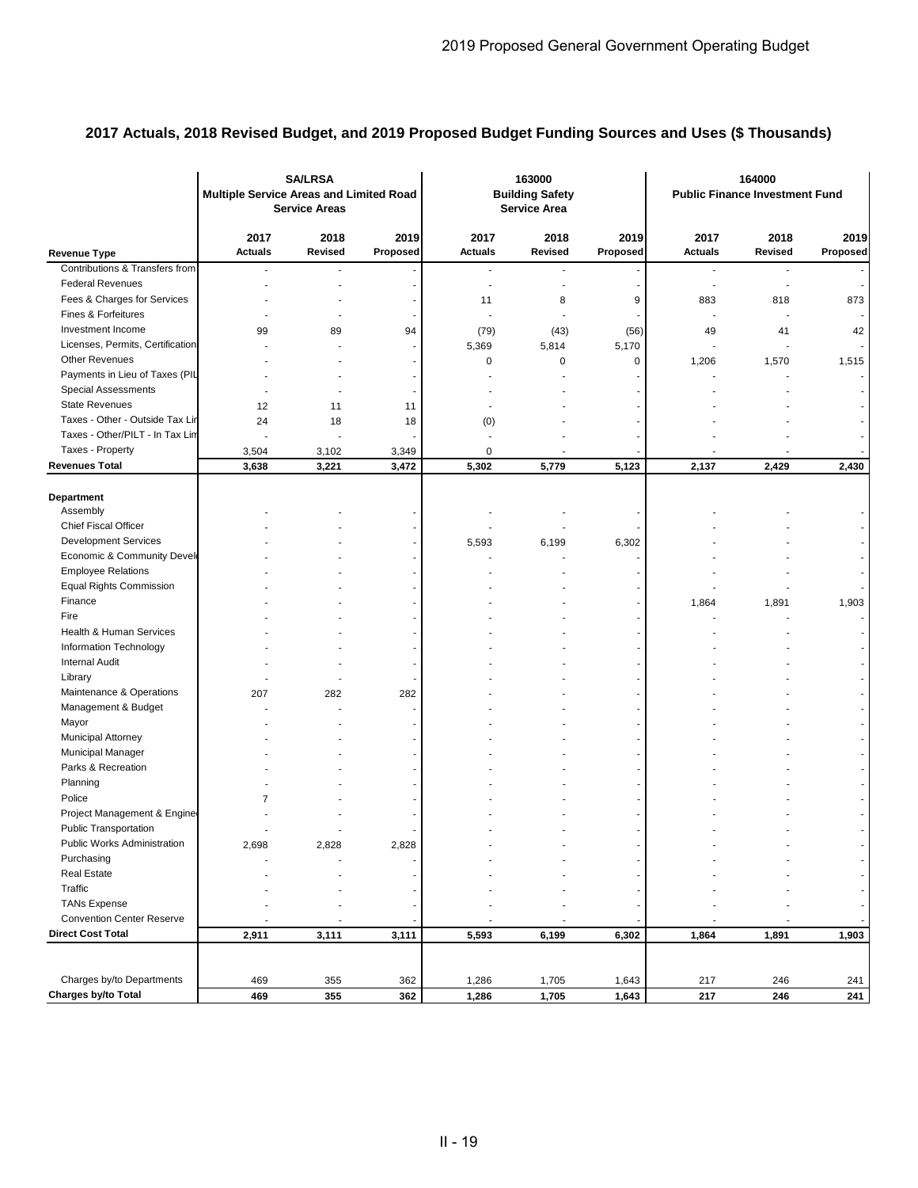## 2017 Actuals, 2018 Revised Budget, and 2019 Proposed Budget Funding Sources and Uses ($ Thousands)

| | SA/LRSA Multiple Service Areas and Limited Road Service Areas | | | 163000 Building Safety Service Area | | | 164000 Public Finance Investment Fund | | |
|---|---|---|---|---|---|---|---|---|---|
| **Revenue Type** | **2017 Actuals** | **2018 Revised** | **2019 Proposed** | **2017 Actuals** | **2018 Revised** | **2019 Proposed** | **2017 Actuals** | **2018 Revised** | **2019 Proposed** |
| Contributions & Transfers from | - | - | - | - | - | - | - | - | - |
| Federal Revenues | - | - | - | - | - | - | - | - | - |
| Fees & Charges for Services | - | - | - | 11 | 8 | 9 | 883 | 818 | 873 |
| Fines & Forfeitures | - | - | - | - | - | - | - | - | - |
| Investment Income | 99 | 89 | 94 | (79) | (43) | (56) | 49 | 41 | 42 |
| Licenses, Permits, Certification | - | - | - | 5,369 | 5,814 | 5,170 | - | - | - |
| Other Revenues | - | - | - | 0 | 0 | 0 | 1,206 | 1,570 | 1,515 |
| Payments in Lieu of Taxes (PIL | - | - | - | - | - | - | - | - | - |
| Special Assessments | - | - | - | - | - | - | - | - | - |
| State Revenues | 12 | 11 | 11 | - | - | - | - | - | - |
| Taxes - Other - Outside Tax Lir | 24 | 18 | 18 | (0) | - | - | - | - | - |
| Taxes - Other/PILT - In Tax Lim | - | - | - | - | - | - | - | - | - |
| Taxes - Property | 3,504 | 3,102 | 3,349 | 0 | - | - | - | - | - |
| **Revenues Total** | **3,638** | **3,221** | **3,472** | **5,302** | **5,779** | **5,123** | **2,137** | **2,429** | **2,430** |
| **Department** | | | | | | | | | |
| Assembly | - | - | - | - | - | - | - | - | - |
| Chief Fiscal Officer | - | - | - | - | - | - | - | - | - |
| Development Services | - | - | - | 5,593 | 6,199 | 6,302 | - | - | - |
| Economic & Community Devel | - | - | - | - | - | - | - | - | - |
| Employee Relations | - | - | - | - | - | - | - | - | - |
| Equal Rights Commission | - | - | - | - | - | - | - | - | - |
| Finance | - | - | - | - | - | - | 1,864 | 1,891 | 1,903 |
| Fire | - | - | - | - | - | - | - | - | - |
| Health & Human Services | - | - | - | - | - | - | - | - | - |
| Information Technology | - | - | - | - | - | - | - | - | - |
| Internal Audit | - | - | - | - | - | - | - | - | - |
| Library | - | - | - | - | - | - | - | - | - |
| Maintenance & Operations | 207 | 282 | 282 | - | - | - | - | - | - |
| Management & Budget | - | - | - | - | - | - | - | - | - |
| Mayor | - | - | - | - | - | - | - | - | - |
| Municipal Attorney | - | - | - | - | - | - | - | - | - |
| Municipal Manager | - | - | - | - | - | - | - | - | - |
| Parks & Recreation | - | - | - | - | - | - | - | - | - |
| Planning | - | - | - | - | - | - | - | - | - |
| Police | 7 | - | - | - | - | - | - | - | - |
| Project Management & Engine | - | - | - | - | - | - | - | - | - |
| Public Transportation | - | - | - | - | - | - | - | - | - |
| Public Works Administration | 2,698 | 2,828 | 2,828 | - | - | - | - | - | - |
| Purchasing | - | - | - | - | - | - | - | - | - |
| Real Estate | - | - | - | - | - | - | - | - | - |
| Traffic | - | - | - | - | - | - | - | - | - |
| TANs Expense | - | - | - | - | - | - | - | - | - |
| Convention Center Reserve | - | - | - | - | - | - | - | - | - |
| **Direct Cost Total** | **2,911** | **3,111** | **3,111** | **5,593** | **6,199** | **6,302** | **1,864** | **1,891** | **1,903** |
| Charges by/to Departments | 469 | 355 | 362 | 1,286 | 1,705 | 1,643 | 217 | 246 | 241 |
| **Charges by/to Total** | **469** | **355** | **362** | **1,286** | **1,705** | **1,643** | **217** | **246** | **241** |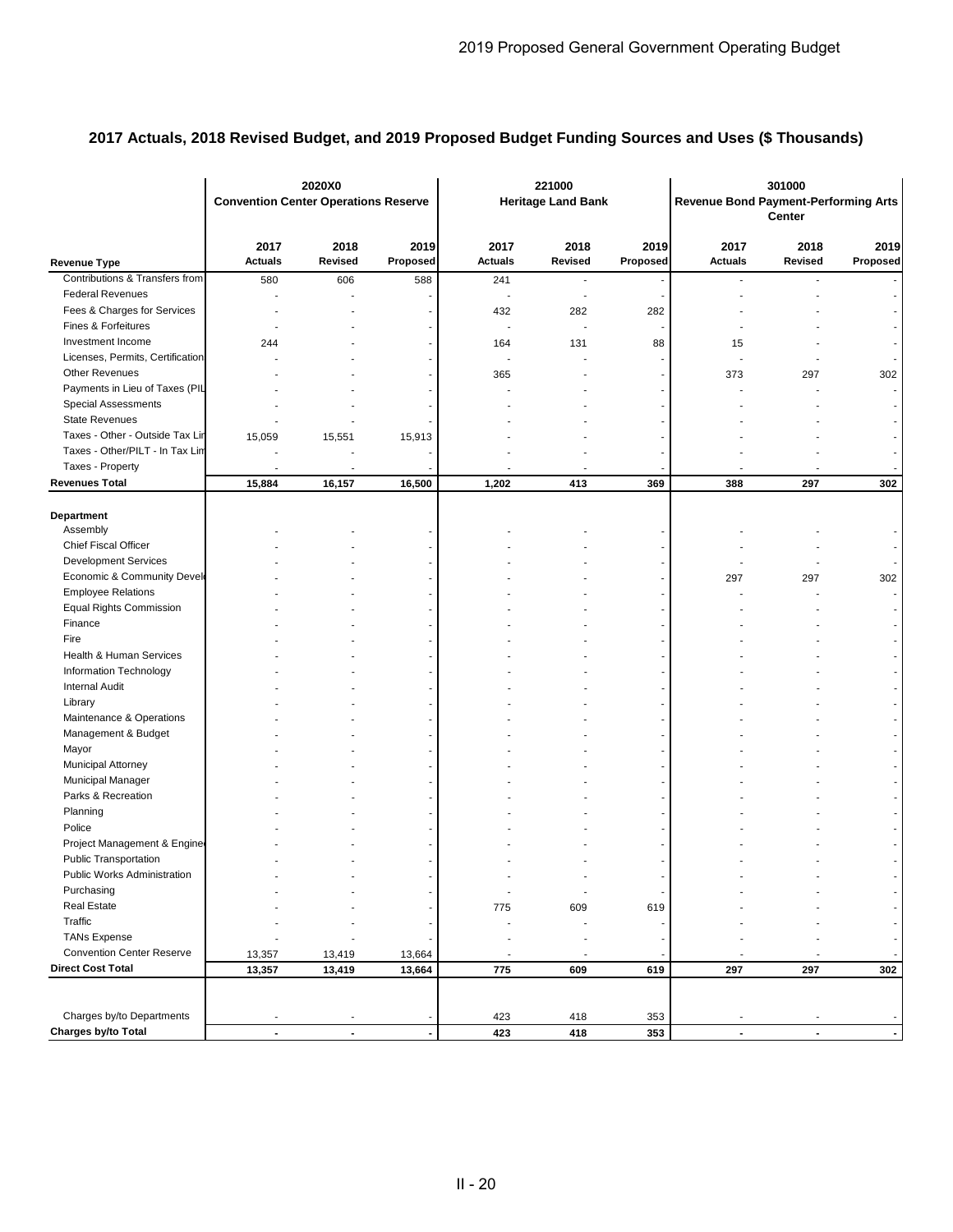## 2017 Actuals, 2018 Revised Budget, and 2019 Proposed Budget Funding Sources and Uses ($ Thousands)

| | 2020X0 Convention Center Operations Reserve | | | 221000 Heritage Land Bank | | | 301000 Revenue Bond Payment-Performing Arts Center | | |
|---|---|---|---|---|---|---|---|---|---|
| **Revenue Type** | **2017 Actuals** | **2018 Revised** | **2019 Proposed** | **2017 Actuals** | **2018 Revised** | **2019 Proposed** | **2017 Actuals** | **2018 Revised** | **2019 Proposed** |
| Contributions & Transfers from | 580 | 606 | 588 | 241 | - | - | - | - | - |
| Federal Revenues | - | - | - | - | - | - | - | - | - |
| Fees & Charges for Services | - | - | - | 432 | 282 | 282 | - | - | - |
| Fines & Forfeitures | - | - | - | - | - | - | - | - | - |
| Investment Income | 244 | - | - | 164 | 131 | 88 | 15 | - | - |
| Licenses, Permits, Certification | - | - | - | - | - | - | - | - | - |
| Other Revenues | - | - | - | 365 | - | - | 373 | 297 | 302 |
| Payments in Lieu of Taxes (PIL | - | - | - | - | - | - | - | - | - |
| Special Assessments | - | - | - | - | - | - | - | - | - |
| State Revenues | - | - | - | - | - | - | - | - | - |
| Taxes - Other - Outside Tax Lin | 15,059 | 15,551 | 15,913 | - | - | - | - | - | - |
| Taxes - Other/PILT - In Tax Lim | - | - | - | - | - | - | - | - | - |
| Taxes - Property | - | - | - | - | - | - | - | - | - |
| **Revenues Total** | **15,884** | **16,157** | **16,500** | **1,202** | **413** | **369** | **388** | **297** | **302** |
| **Department** | | | | | | | | | |
| Assembly | - | - | - | - | - | - | - | - | - |
| Chief Fiscal Officer | - | - | - | - | - | - | - | - | - |
| Development Services | - | - | - | - | - | - | - | - | - |
| Economic & Community Devel | - | - | - | - | - | - | 297 | 297 | 302 |
| Employee Relations | - | - | - | - | - | - | - | - | - |
| Equal Rights Commission | - | - | - | - | - | - | - | - | - |
| Finance | - | - | - | - | - | - | - | - | - |
| Fire | - | - | - | - | - | - | - | - | - |
| Health & Human Services | - | - | - | - | - | - | - | - | - |
| Information Technology | - | - | - | - | - | - | - | - | - |
| Internal Audit | - | - | - | - | - | - | - | - | - |
| Library | - | - | - | - | - | - | - | - | - |
| Maintenance & Operations | - | - | - | - | - | - | - | - | - |
| Management & Budget | - | - | - | - | - | - | - | - | - |
| Mayor | - | - | - | - | - | - | - | - | - |
| Municipal Attorney | - | - | - | - | - | - | - | - | - |
| Municipal Manager | - | - | - | - | - | - | - | - | - |
| Parks & Recreation | - | - | - | - | - | - | - | - | - |
| Planning | - | - | - | - | - | - | - | - | - |
| Police | - | - | - | - | - | - | - | - | - |
| Project Management & Engine | - | - | - | - | - | - | - | - | - |
| Public Transportation | - | - | - | - | - | - | - | - | - |
| Public Works Administration | - | - | - | - | - | - | - | - | - |
| Purchasing | - | - | - | - | - | - | - | - | - |
| Real Estate | - | - | - | 775 | 609 | 619 | - | - | - |
| Traffic | - | - | - | - | - | - | - | - | - |
| TANs Expense | - | - | - | - | - | - | - | - | - |
| Convention Center Reserve | 13,357 | 13,419 | 13,664 | - | - | - | - | - | - |
| **Direct Cost Total** | **13,357** | **13,419** | **13,664** | **775** | **609** | **619** | **297** | **297** | **302** |
| Charges by/to Departments | - | - | - | 423 | 418 | 353 | - | - | - |
| **Charges by/to Total** | **-** | **-** | **-** | **423** | **418** | **353** | **-** | **-** | **-** |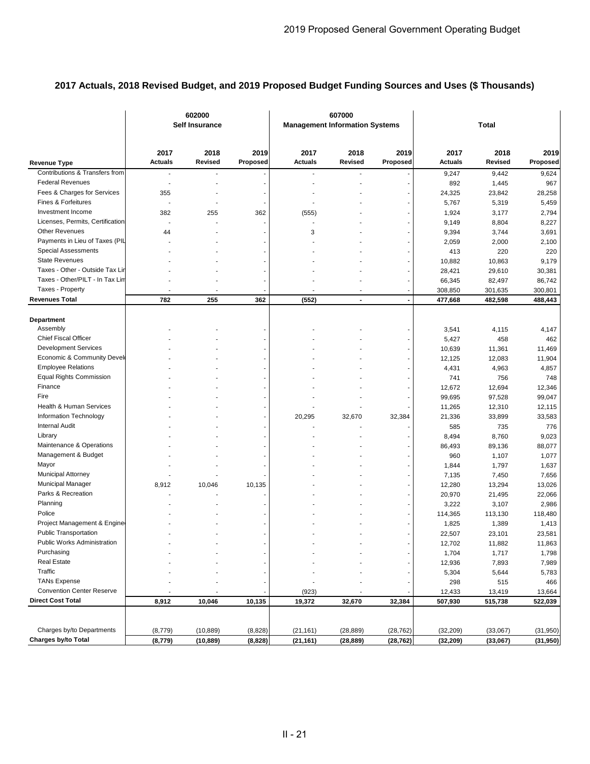## 2017 Actuals, 2018 Revised Budget, and 2019 Proposed Budget Funding Sources and Uses ($ Thousands)

| | 602000 Self Insurance | | | 607000 Management Information Systems | | | Total | | |
|---|---|---|---|---|---|---|---|---|---|
| **Revenue Type** | **2017 Actuals** | **2018 Revised** | **2019 Proposed** | **2017 Actuals** | **2018 Revised** | **2019 Proposed** | **2017 Actuals** | **2018 Revised** | **2019 Proposed** |
| Contributions & Transfers from | - | - | - | - | - | - | 9,247 | 9,442 | 9,624 |
| Federal Revenues | - | - | - | - | - | - | 892 | 1,445 | 967 |
| Fees & Charges for Services | 355 | - | - | - | - | - | 24,325 | 23,842 | 28,258 |
| Fines & Forfeitures | - | - | - | - | - | - | 5,767 | 5,319 | 5,459 |
| Investment Income | 382 | 255 | 362 | (555) | - | - | 1,924 | 3,177 | 2,794 |
| Licenses, Permits, Certification | - | - | - | - | - | - | 9,149 | 8,804 | 8,227 |
| Other Revenues | 44 | - | - | 3 | - | - | 9,394 | 3,744 | 3,691 |
| Payments in Lieu of Taxes (PIL | - | - | - | - | - | - | 2,059 | 2,000 | 2,100 |
| Special Assessments | - | - | - | - | - | - | 413 | 220 | 220 |
| State Revenues | - | - | - | - | - | - | 10,882 | 10,863 | 9,179 |
| Taxes - Other - Outside Tax Lir | - | - | - | - | - | - | 28,421 | 29,610 | 30,381 |
| Taxes - Other/PILT - In Tax Lim | - | - | - | - | - | - | 66,345 | 82,497 | 86,742 |
| Taxes - Property | - | - | - | - | - | - | 308,850 | 301,635 | 300,801 |
| **Revenues Total** | **782** | **255** | **362** | **(552)** | **-** | **-** | **477,668** | **482,598** | **488,443** |
| | | | | | | | | | |
| **Department** | | | | | | | | | |
| Assembly | - | - | - | - | - | - | 3,541 | 4,115 | 4,147 |
| Chief Fiscal Officer | - | - | - | - | - | - | 5,427 | 458 | 462 |
| Development Services | - | - | - | - | - | - | 10,639 | 11,361 | 11,469 |
| Economic & Community Devel | - | - | - | - | - | - | 12,125 | 12,083 | 11,904 |
| Employee Relations | - | - | - | - | - | - | 4,431 | 4,963 | 4,857 |
| Equal Rights Commission | - | - | - | - | - | - | 741 | 756 | 748 |
| Finance | - | - | - | - | - | - | 12,672 | 12,694 | 12,346 |
| Fire | - | - | - | - | - | - | 99,695 | 97,528 | 99,047 |
| Health & Human Services | - | - | - | - | - | - | 11,265 | 12,310 | 12,115 |
| Information Technology | - | - | - | 20,295 | 32,670 | 32,384 | 21,336 | 33,899 | 33,583 |
| Internal Audit | - | - | - | - | - | - | 585 | 735 | 776 |
| Library | - | - | - | - | - | - | 8,494 | 8,760 | 9,023 |
| Maintenance & Operations | - | - | - | - | - | - | 86,493 | 89,136 | 88,077 |
| Management & Budget | - | - | - | - | - | - | 960 | 1,107 | 1,077 |
| Mayor | - | - | - | - | - | - | 1,844 | 1,797 | 1,637 |
| Municipal Attorney | - | - | - | - | - | - | 7,135 | 7,450 | 7,656 |
| Municipal Manager | 8,912 | 10,046 | 10,135 | - | - | - | 12,280 | 13,294 | 13,026 |
| Parks & Recreation | - | - | - | - | - | - | 20,970 | 21,495 | 22,066 |
| Planning | - | - | - | - | - | - | 3,222 | 3,107 | 2,986 |
| Police | - | - | - | - | - | - | 114,365 | 113,130 | 118,480 |
| Project Management & Engine | - | - | - | - | - | - | 1,825 | 1,389 | 1,413 |
| Public Transportation | - | - | - | - | - | - | 22,507 | 23,101 | 23,581 |
| Public Works Administration | - | - | - | - | - | - | 12,702 | 11,882 | 11,863 |
| Purchasing | - | - | - | - | - | - | 1,704 | 1,717 | 1,798 |
| Real Estate | - | - | - | - | - | - | 12,936 | 7,893 | 7,989 |
| Traffic | - | - | - | - | - | - | 5,304 | 5,644 | 5,783 |
| TANs Expense | - | - | - | - | - | - | 298 | 515 | 466 |
| Convention Center Reserve | - | - | - | (923) | - | - | 12,433 | 13,419 | 13,664 |
| **Direct Cost Total** | **8,912** | **10,046** | **10,135** | **19,372** | **32,670** | **32,384** | **507,930** | **515,738** | **522,039** |
| | | | | | | | | | |
| Charges by/to Departments | (8,779) | (10,889) | (8,828) | (21,161) | (28,889) | (28,762) | (32,209) | (33,067) | (31,950) |
| **Charges by/to Total** | **(8,779)** | **(10,889)** | **(8,828)** | **(21,161)** | **(28,889)** | **(28,762)** | **(32,209)** | **(33,067)** | **(31,950)** |